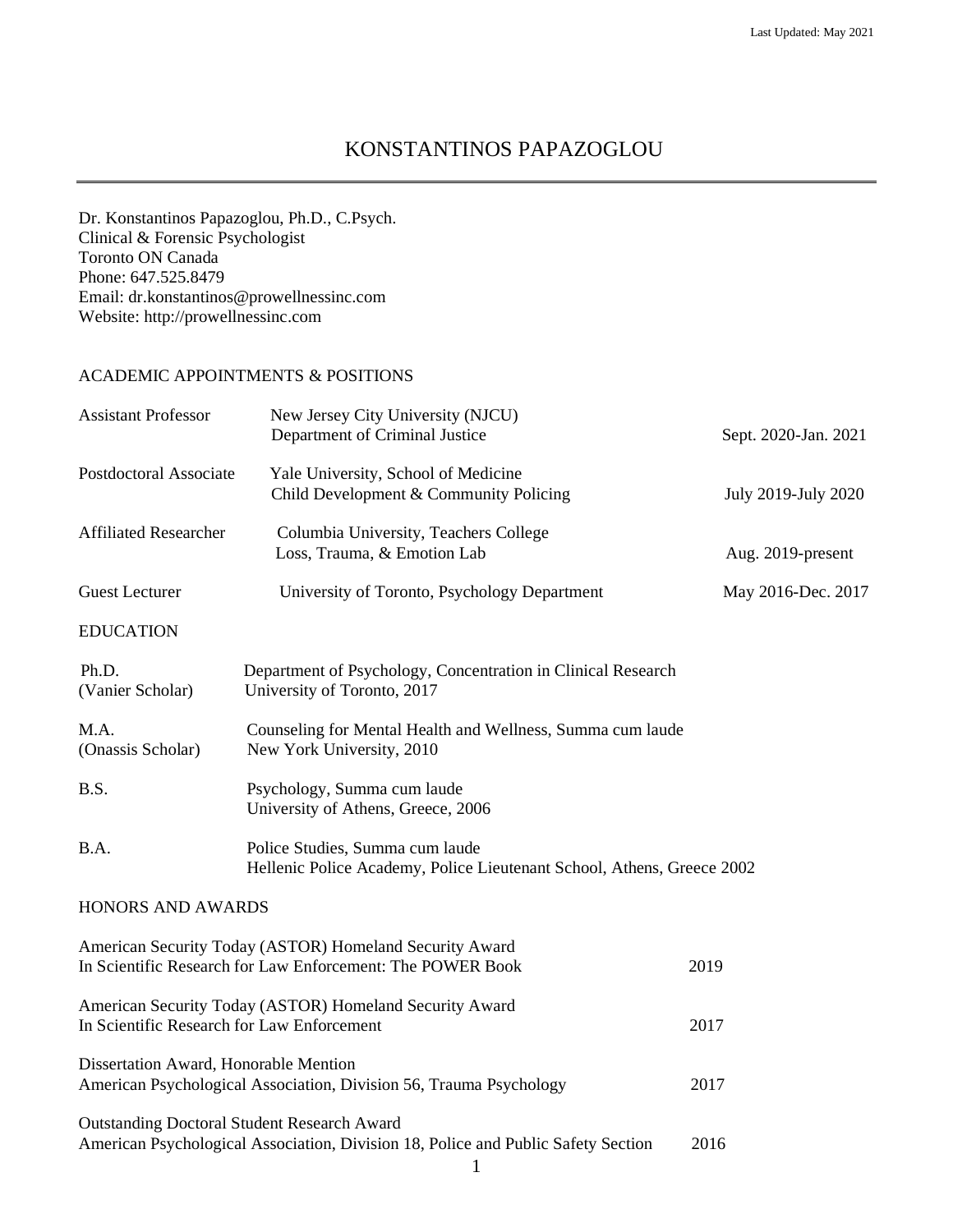# KONSTANTINOS PAPAZOGLOU

Dr. Konstantinos Papazoglou, Ph.D., C.Psych.
Clinical & Forensic Psychologist
Toronto ON Canada
Phone: 647.525.8479
Email: dr.konstantinos@prowellnessinc.com
Website: http://prowellnessinc.com

## ACADEMIC APPOINTMENTS & POSITIONS

| | | |
|---|---|---|
| Assistant Professor | New Jersey City University (NJCU)<br>Department of Criminal Justice | Sept. 2020-Jan. 2021 |
| Postdoctoral Associate | Yale University, School of Medicine<br>Child Development & Community Policing | July 2019-July 2020 |
| Affiliated Researcher | Columbia University, Teachers College<br>Loss, Trauma, & Emotion Lab | Aug. 2019-present |
| Guest Lecturer | University of Toronto, Psychology Department | May 2016-Dec. 2017 |

## EDUCATION

| | |
|---|---|
| Ph.D.<br>(Vanier Scholar) | Department of Psychology, Concentration in Clinical Research<br>University of Toronto, 2017 |
| M.A.<br>(Onassis Scholar) | Counseling for Mental Health and Wellness, Summa cum laude<br>New York University, 2010 |
| B.S. | Psychology, Summa cum laude<br>University of Athens, Greece, 2006 |
| B.A. | Police Studies, Summa cum laude<br>Hellenic Police Academy, Police Lieutenant School, Athens, Greece 2002 |

## HONORS AND AWARDS

| | |
|---|---|
| American Security Today (ASTOR) Homeland Security Award<br>In Scientific Research for Law Enforcement: The POWER Book | 2019 |
| American Security Today (ASTOR) Homeland Security Award<br>In Scientific Research for Law Enforcement | 2017 |
| Dissertation Award, Honorable Mention<br>American Psychological Association, Division 56, Trauma Psychology | 2017 |
| Outstanding Doctoral Student Research Award<br>American Psychological Association, Division 18, Police and Public Safety Section | 2016 |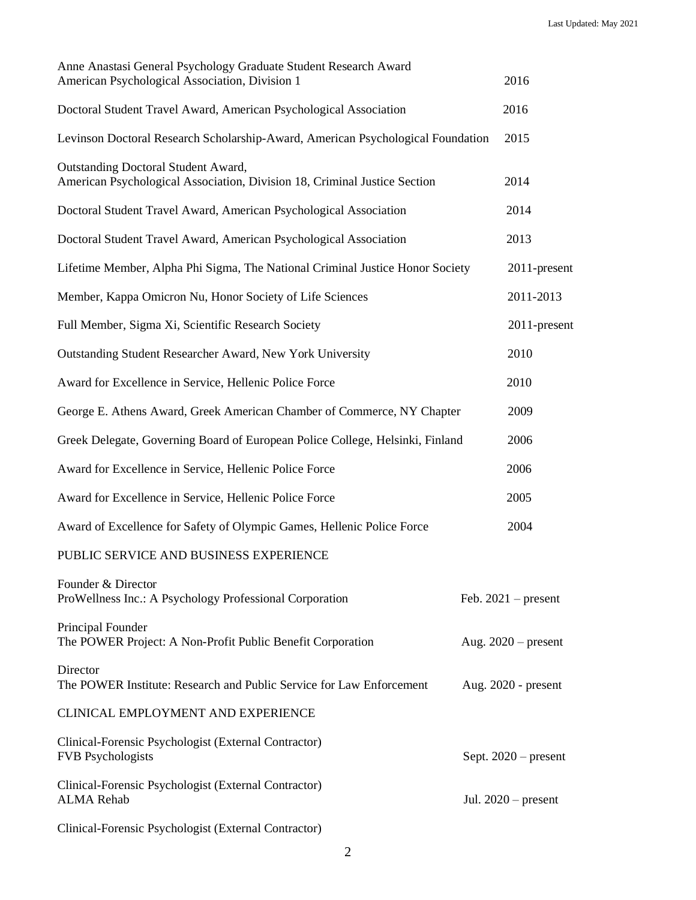Anne Anastasi General Psychology Graduate Student Research Award
American Psychological Association, Division 1 — 2016

Doctoral Student Travel Award, American Psychological Association — 2016

Levinson Doctoral Research Scholarship-Award, American Psychological Foundation — 2015

Outstanding Doctoral Student Award,
American Psychological Association, Division 18, Criminal Justice Section — 2014

Doctoral Student Travel Award, American Psychological Association — 2014

Doctoral Student Travel Award, American Psychological Association — 2013

Lifetime Member, Alpha Phi Sigma, The National Criminal Justice Honor Society — 2011-present

Member, Kappa Omicron Nu, Honor Society of Life Sciences — 2011-2013

Full Member, Sigma Xi, Scientific Research Society — 2011-present

Outstanding Student Researcher Award, New York University — 2010

Award for Excellence in Service, Hellenic Police Force — 2010

George E. Athens Award, Greek American Chamber of Commerce, NY Chapter — 2009

Greek Delegate, Governing Board of European Police College, Helsinki, Finland — 2006

Award for Excellence in Service, Hellenic Police Force — 2006

Award for Excellence in Service, Hellenic Police Force — 2005

Award of Excellence for Safety of Olympic Games, Hellenic Police Force — 2004

## PUBLIC SERVICE AND BUSINESS EXPERIENCE

Founder & Director
ProWellness Inc.: A Psychology Professional Corporation — Feb. 2021 – present

Principal Founder
The POWER Project: A Non-Profit Public Benefit Corporation — Aug. 2020 – present

Director
The POWER Institute: Research and Public Service for Law Enforcement — Aug. 2020 - present

## CLINICAL EMPLOYMENT AND EXPERIENCE

Clinical-Forensic Psychologist (External Contractor)
FVB Psychologists — Sept. 2020 – present

Clinical-Forensic Psychologist (External Contractor)
ALMA Rehab — Jul. 2020 – present

Clinical-Forensic Psychologist (External Contractor)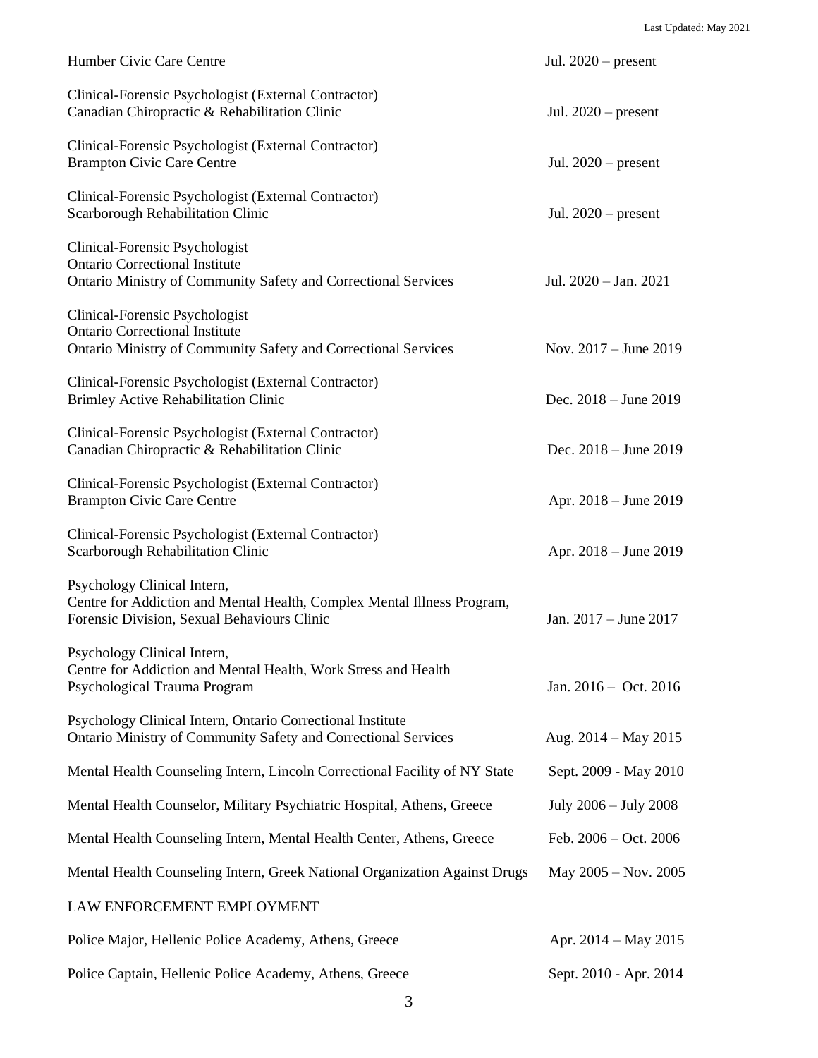Humber Civic Care Centre Jul. 2020 – present

Clinical-Forensic Psychologist (External Contractor)
Canadian Chiropractic & Rehabilitation Clinic Jul. 2020 – present

Clinical-Forensic Psychologist (External Contractor)
Brampton Civic Care Centre Jul. 2020 – present

Clinical-Forensic Psychologist (External Contractor)
Scarborough Rehabilitation Clinic Jul. 2020 – present

Clinical-Forensic Psychologist
Ontario Correctional Institute
Ontario Ministry of Community Safety and Correctional Services Jul. 2020 – Jan. 2021

Clinical-Forensic Psychologist
Ontario Correctional Institute
Ontario Ministry of Community Safety and Correctional Services Nov. 2017 – June 2019

Clinical-Forensic Psychologist (External Contractor)
Brimley Active Rehabilitation Clinic Dec. 2018 – June 2019

Clinical-Forensic Psychologist (External Contractor)
Canadian Chiropractic & Rehabilitation Clinic Dec. 2018 – June 2019

Clinical-Forensic Psychologist (External Contractor)
Brampton Civic Care Centre Apr. 2018 – June 2019

Clinical-Forensic Psychologist (External Contractor)
Scarborough Rehabilitation Clinic Apr. 2018 – June 2019

Psychology Clinical Intern,
Centre for Addiction and Mental Health, Complex Mental Illness Program,
Forensic Division, Sexual Behaviours Clinic Jan. 2017 – June 2017

Psychology Clinical Intern,
Centre for Addiction and Mental Health, Work Stress and Health
Psychological Trauma Program Jan. 2016 – Oct. 2016

Psychology Clinical Intern, Ontario Correctional Institute
Ontario Ministry of Community Safety and Correctional Services Aug. 2014 – May 2015

Mental Health Counseling Intern, Lincoln Correctional Facility of NY State Sept. 2009 - May 2010

Mental Health Counselor, Military Psychiatric Hospital, Athens, Greece July 2006 – July 2008

Mental Health Counseling Intern, Mental Health Center, Athens, Greece Feb. 2006 – Oct. 2006

Mental Health Counseling Intern, Greek National Organization Against Drugs May 2005 – Nov. 2005

LAW ENFORCEMENT EMPLOYMENT

Police Major, Hellenic Police Academy, Athens, Greece Apr. 2014 – May 2015

Police Captain, Hellenic Police Academy, Athens, Greece Sept. 2010 - Apr. 2014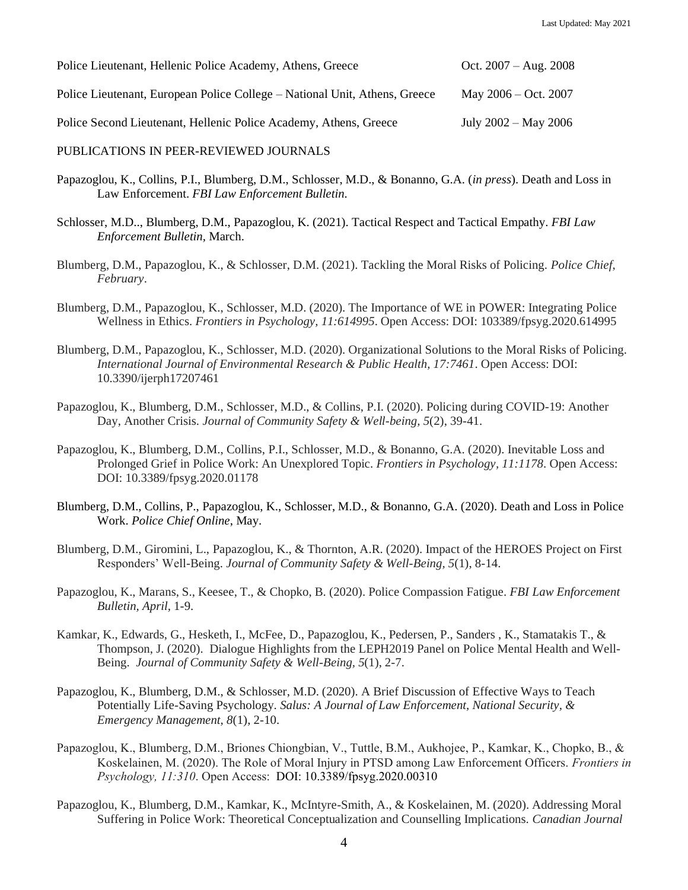Police Lieutenant, Hellenic Police Academy, Athens, Greece  Oct. 2007 – Aug. 2008

Police Lieutenant, European Police College – National Unit, Athens, Greece  May 2006 – Oct. 2007

Police Second Lieutenant, Hellenic Police Academy, Athens, Greece  July 2002 – May 2006

## PUBLICATIONS IN PEER-REVIEWED JOURNALS

Papazoglou, K., Collins, P.I., Blumberg, D.M., Schlosser, M.D., & Bonanno, G.A. (*in press*). Death and Loss in Law Enforcement. *FBI Law Enforcement Bulletin*.

Schlosser, M.D.., Blumberg, D.M., Papazoglou, K. (2021). Tactical Respect and Tactical Empathy. *FBI Law Enforcement Bulletin,* March.

Blumberg, D.M., Papazoglou, K., & Schlosser, D.M. (2021). Tackling the Moral Risks of Policing. *Police Chief, February*.

Blumberg, D.M., Papazoglou, K., Schlosser, M.D. (2020). The Importance of WE in POWER: Integrating Police Wellness in Ethics. *Frontiers in Psychology, 11:614995*. Open Access: DOI: 103389/fpsyg.2020.614995

Blumberg, D.M., Papazoglou, K., Schlosser, M.D. (2020). Organizational Solutions to the Moral Risks of Policing. *International Journal of Environmental Research & Public Health, 17:7461*. Open Access: DOI: 10.3390/ijerph17207461

Papazoglou, K., Blumberg, D.M., Schlosser, M.D., & Collins, P.I. (2020). Policing during COVID-19: Another Day, Another Crisis. *Journal of Community Safety & Well-being, 5*(2), 39-41.

Papazoglou, K., Blumberg, D.M., Collins, P.I., Schlosser, M.D., & Bonanno, G.A. (2020). Inevitable Loss and Prolonged Grief in Police Work: An Unexplored Topic. *Frontiers in Psychology, 11:1178*. Open Access: DOI: 10.3389/fpsyg.2020.01178

Blumberg, D.M., Collins, P., Papazoglou, K., Schlosser, M.D., & Bonanno, G.A. (2020). Death and Loss in Police Work. *Police Chief Online*, May.

Blumberg, D.M., Giromini, L., Papazoglou, K., & Thornton, A.R. (2020). Impact of the HEROES Project on First Responders' Well-Being. *Journal of Community Safety & Well-Being, 5*(1), 8-14.

Papazoglou, K., Marans, S., Keesee, T., & Chopko, B. (2020). Police Compassion Fatigue. *FBI Law Enforcement Bulletin, April,* 1-9.

Kamkar, K., Edwards, G., Hesketh, I., McFee, D., Papazoglou, K., Pedersen, P., Sanders , K., Stamatakis T., & Thompson, J. (2020). Dialogue Highlights from the LEPH2019 Panel on Police Mental Health and Well-Being. *Journal of Community Safety & Well-Being, 5*(1), 2-7.

Papazoglou, K., Blumberg, D.M., & Schlosser, M.D. (2020). A Brief Discussion of Effective Ways to Teach Potentially Life-Saving Psychology. *Salus: A Journal of Law Enforcement, National Security, & Emergency Management, 8*(1), 2-10.

Papazoglou, K., Blumberg, D.M., Briones Chiongbian, V., Tuttle, B.M., Aukhojee, P., Kamkar, K., Chopko, B., & Koskelainen, M. (2020). The Role of Moral Injury in PTSD among Law Enforcement Officers. *Frontiers in Psychology, 11:310*. Open Access: DOI: 10.3389/fpsyg.2020.00310

Papazoglou, K., Blumberg, D.M., Kamkar, K., McIntyre-Smith, A., & Koskelainen, M. (2020). Addressing Moral Suffering in Police Work: Theoretical Conceptualization and Counselling Implications. *Canadian Journal*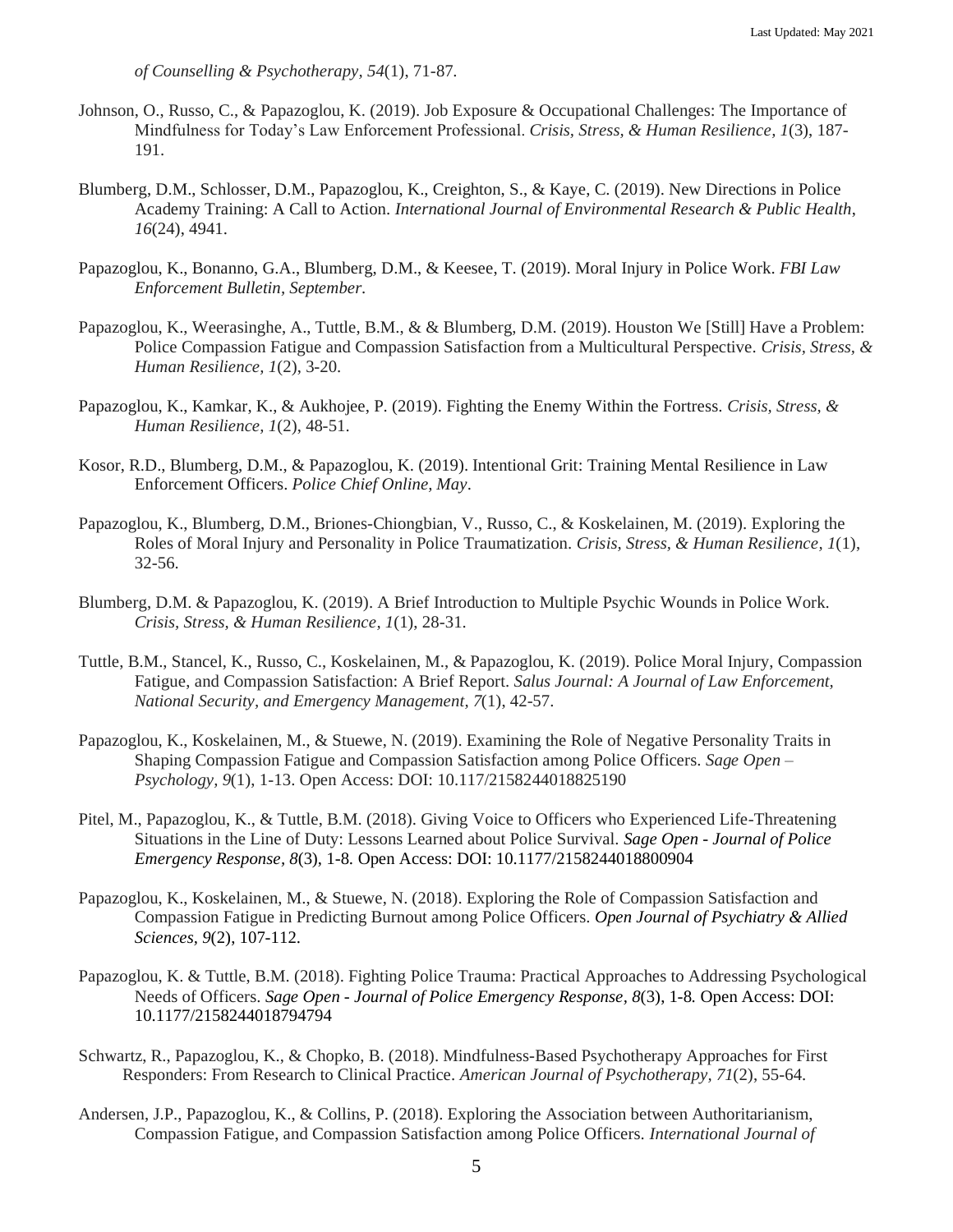*of Counselling & Psychotherapy, 54*(1), 71-87.

Johnson, O., Russo, C., & Papazoglou, K. (2019). Job Exposure & Occupational Challenges: The Importance of Mindfulness for Today's Law Enforcement Professional. *Crisis, Stress, & Human Resilience, 1*(3), 187-191.

Blumberg, D.M., Schlosser, D.M., Papazoglou, K., Creighton, S., & Kaye, C. (2019). New Directions in Police Academy Training: A Call to Action. *International Journal of Environmental Research & Public Health, 16*(24), 4941.

Papazoglou, K., Bonanno, G.A., Blumberg, D.M., & Keesee, T. (2019). Moral Injury in Police Work. *FBI Law Enforcement Bulletin, September.*

Papazoglou, K., Weerasinghe, A., Tuttle, B.M., & & Blumberg, D.M. (2019). Houston We [Still] Have a Problem: Police Compassion Fatigue and Compassion Satisfaction from a Multicultural Perspective. *Crisis, Stress, & Human Resilience, 1*(2), 3-20.

Papazoglou, K., Kamkar, K., & Aukhojee, P. (2019). Fighting the Enemy Within the Fortress. *Crisis, Stress, & Human Resilience, 1*(2), 48-51.

Kosor, R.D., Blumberg, D.M., & Papazoglou, K. (2019). Intentional Grit: Training Mental Resilience in Law Enforcement Officers. *Police Chief Online, May*.

Papazoglou, K., Blumberg, D.M., Briones-Chiongbian, V., Russo, C., & Koskelainen, M. (2019). Exploring the Roles of Moral Injury and Personality in Police Traumatization. *Crisis, Stress, & Human Resilience, 1*(1), 32-56.

Blumberg, D.M. & Papazoglou, K. (2019). A Brief Introduction to Multiple Psychic Wounds in Police Work. *Crisis, Stress, & Human Resilience, 1*(1), 28-31.

Tuttle, B.M., Stancel, K., Russo, C., Koskelainen, M., & Papazoglou, K. (2019). Police Moral Injury, Compassion Fatigue, and Compassion Satisfaction: A Brief Report. *Salus Journal: A Journal of Law Enforcement, National Security, and Emergency Management, 7*(1), 42-57.

Papazoglou, K., Koskelainen, M., & Stuewe, N. (2019). Examining the Role of Negative Personality Traits in Shaping Compassion Fatigue and Compassion Satisfaction among Police Officers. *Sage Open – Psychology, 9*(1), 1-13. Open Access: DOI: 10.117/2158244018825190

Pitel, M., Papazoglou, K., & Tuttle, B.M. (2018). Giving Voice to Officers who Experienced Life-Threatening Situations in the Line of Duty: Lessons Learned about Police Survival. *Sage Open - Journal of Police Emergency Response, 8*(3), 1-8. Open Access: DOI: 10.1177/2158244018800904

Papazoglou, K., Koskelainen, M., & Stuewe, N. (2018). Exploring the Role of Compassion Satisfaction and Compassion Fatigue in Predicting Burnout among Police Officers. *Open Journal of Psychiatry & Allied Sciences, 9*(2), 107-112.

Papazoglou, K. & Tuttle, B.M. (2018). Fighting Police Trauma: Practical Approaches to Addressing Psychological Needs of Officers. *Sage Open - Journal of Police Emergency Response, 8*(3), 1-8. Open Access: DOI: 10.1177/2158244018794794

Schwartz, R., Papazoglou, K., & Chopko, B. (2018). Mindfulness-Based Psychotherapy Approaches for First Responders: From Research to Clinical Practice. *American Journal of Psychotherapy, 71*(2), 55-64.

Andersen, J.P., Papazoglou, K., & Collins, P. (2018). Exploring the Association between Authoritarianism, Compassion Fatigue, and Compassion Satisfaction among Police Officers. *International Journal of*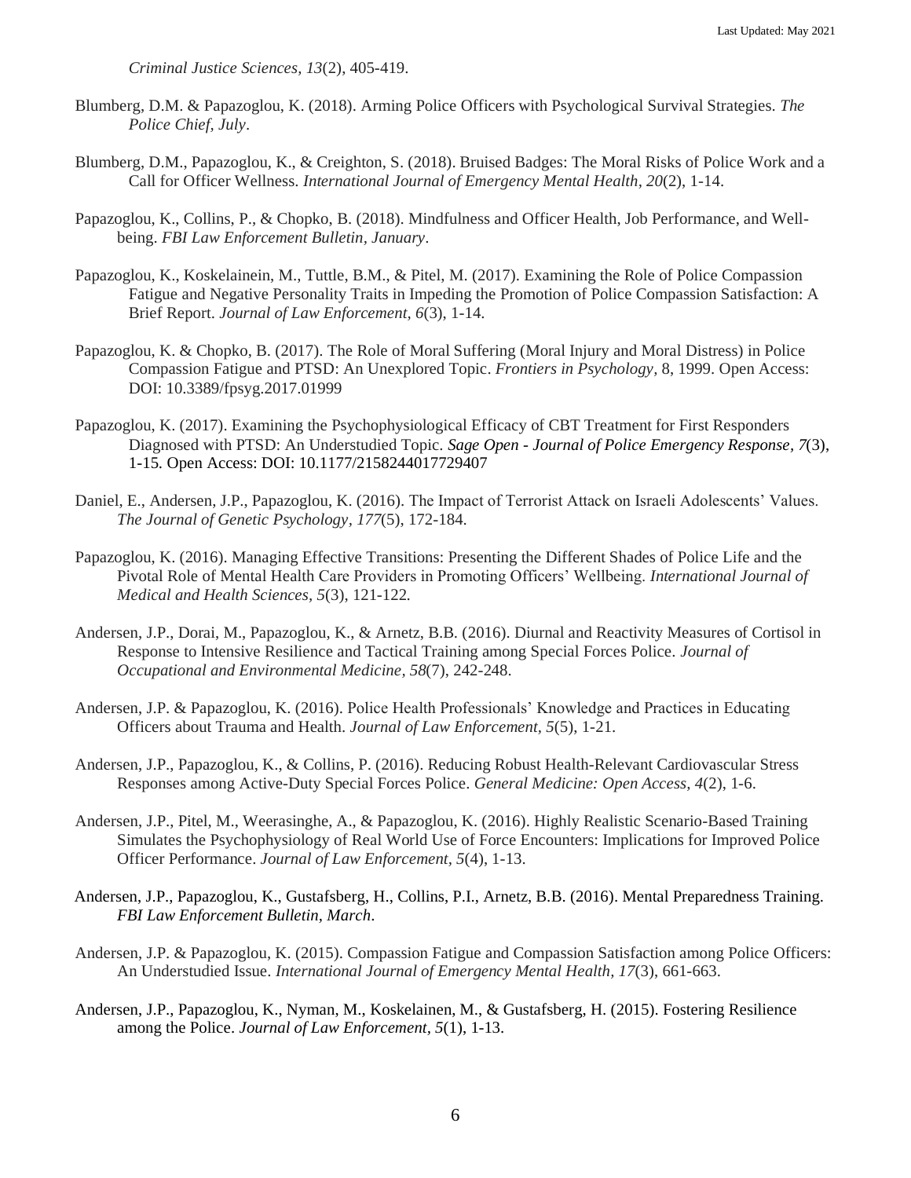*Criminal Justice Sciences, 13*(2), 405-419.

Blumberg, D.M. & Papazoglou, K. (2018). Arming Police Officers with Psychological Survival Strategies. *The Police Chief, July*.

Blumberg, D.M., Papazoglou, K., & Creighton, S. (2018). Bruised Badges: The Moral Risks of Police Work and a Call for Officer Wellness. *International Journal of Emergency Mental Health, 20*(2), 1-14.

Papazoglou, K., Collins, P., & Chopko, B. (2018). Mindfulness and Officer Health, Job Performance, and Well-being. *FBI Law Enforcement Bulletin, January*.

Papazoglou, K., Koskelainein, M., Tuttle, B.M., & Pitel, M. (2017). Examining the Role of Police Compassion Fatigue and Negative Personality Traits in Impeding the Promotion of Police Compassion Satisfaction: A Brief Report. *Journal of Law Enforcement, 6*(3), 1-14.

Papazoglou, K. & Chopko, B. (2017). The Role of Moral Suffering (Moral Injury and Moral Distress) in Police Compassion Fatigue and PTSD: An Unexplored Topic. *Frontiers in Psychology,* 8, 1999. Open Access: DOI: 10.3389/fpsyg.2017.01999

Papazoglou, K. (2017). Examining the Psychophysiological Efficacy of CBT Treatment for First Responders Diagnosed with PTSD: An Understudied Topic. *Sage Open - Journal of Police Emergency Response, 7*(3), 1-15. Open Access: DOI: 10.1177/2158244017729407

Daniel, E., Andersen, J.P., Papazoglou, K. (2016). The Impact of Terrorist Attack on Israeli Adolescents' Values. *The Journal of Genetic Psychology, 177*(5), 172-184.

Papazoglou, K. (2016). Managing Effective Transitions: Presenting the Different Shades of Police Life and the Pivotal Role of Mental Health Care Providers in Promoting Officers' Wellbeing. *International Journal of Medical and Health Sciences, 5*(3), 121-122.

Andersen, J.P., Dorai, M., Papazoglou, K., & Arnetz, B.B. (2016). Diurnal and Reactivity Measures of Cortisol in Response to Intensive Resilience and Tactical Training among Special Forces Police. *Journal of Occupational and Environmental Medicine, 58*(7), 242-248.

Andersen, J.P. & Papazoglou, K. (2016). Police Health Professionals' Knowledge and Practices in Educating Officers about Trauma and Health. *Journal of Law Enforcement, 5*(5), 1-21.

Andersen, J.P., Papazoglou, K., & Collins, P. (2016). Reducing Robust Health-Relevant Cardiovascular Stress Responses among Active-Duty Special Forces Police. *General Medicine: Open Access, 4*(2), 1-6.

Andersen, J.P., Pitel, M., Weerasinghe, A., & Papazoglou, K. (2016). Highly Realistic Scenario-Based Training Simulates the Psychophysiology of Real World Use of Force Encounters: Implications for Improved Police Officer Performance. *Journal of Law Enforcement, 5*(4), 1-13.

Andersen, J.P., Papazoglou, K., Gustafsberg, H., Collins, P.I., Arnetz, B.B. (2016). Mental Preparedness Training. *FBI Law Enforcement Bulletin, March*.

Andersen, J.P. & Papazoglou, K. (2015). Compassion Fatigue and Compassion Satisfaction among Police Officers: An Understudied Issue. *International Journal of Emergency Mental Health, 17*(3), 661-663.

Andersen, J.P., Papazoglou, K., Nyman, M., Koskelainen, M., & Gustafsberg, H. (2015). Fostering Resilience among the Police. *Journal of Law Enforcement, 5*(1), 1-13.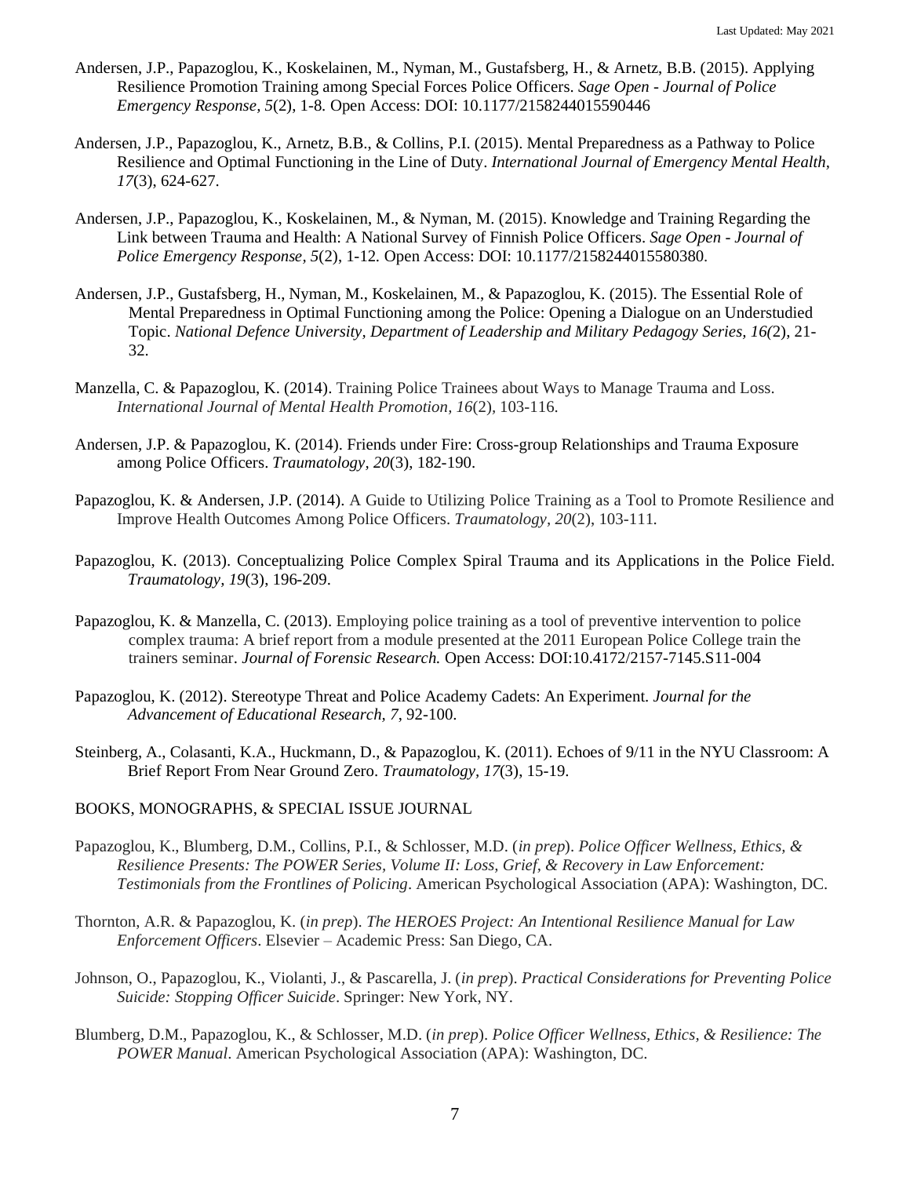Andersen, J.P., Papazoglou, K., Koskelainen, M., Nyman, M., Gustafsberg, H., & Arnetz, B.B. (2015). Applying Resilience Promotion Training among Special Forces Police Officers. *Sage Open - Journal of Police Emergency Response, 5*(2), 1-8. Open Access: DOI: 10.1177/2158244015590446

Andersen, J.P., Papazoglou, K., Arnetz, B.B., & Collins, P.I. (2015). Mental Preparedness as a Pathway to Police Resilience and Optimal Functioning in the Line of Duty. *International Journal of Emergency Mental Health, 17*(3), 624-627.

Andersen, J.P., Papazoglou, K., Koskelainen, M., & Nyman, M. (2015). Knowledge and Training Regarding the Link between Trauma and Health: A National Survey of Finnish Police Officers. *Sage Open - Journal of Police Emergency Response, 5*(2), 1-12. Open Access: DOI: 10.1177/2158244015580380.

Andersen, J.P., Gustafsberg, H., Nyman, M., Koskelainen, M., & Papazoglou, K. (2015). The Essential Role of Mental Preparedness in Optimal Functioning among the Police: Opening a Dialogue on an Understudied Topic. *National Defence University, Department of Leadership and Military Pedagogy Series, 16(*2), 21-32.

Manzella, C. & Papazoglou, K. (2014). Training Police Trainees about Ways to Manage Trauma and Loss. *International Journal of Mental Health Promotion, 16*(2), 103-116.

Andersen, J.P. & Papazoglou, K. (2014). Friends under Fire: Cross-group Relationships and Trauma Exposure among Police Officers. *Traumatology, 20*(3), 182-190.

Papazoglou, K. & Andersen, J.P. (2014). A Guide to Utilizing Police Training as a Tool to Promote Resilience and Improve Health Outcomes Among Police Officers. *Traumatology, 20*(2), 103-111.

Papazoglou, K. (2013). Conceptualizing Police Complex Spiral Trauma and its Applications in the Police Field. *Traumatology, 19*(3), 196-209.

Papazoglou, K. & Manzella, C. (2013). Employing police training as a tool of preventive intervention to police complex trauma: A brief report from a module presented at the 2011 European Police College train the trainers seminar. *Journal of Forensic Research.* Open Access: DOI:10.4172/2157-7145.S11-004

Papazoglou, K. (2012). Stereotype Threat and Police Academy Cadets: An Experiment. *Journal for the Advancement of Educational Research, 7*, 92-100.

Steinberg, A., Colasanti, K.A., Huckmann, D., & Papazoglou, K. (2011). Echoes of 9/11 in the NYU Classroom: A Brief Report From Near Ground Zero. *Traumatology, 17*(3), 15-19.

BOOKS, MONOGRAPHS, & SPECIAL ISSUE JOURNAL

Papazoglou, K., Blumberg, D.M., Collins, P.I., & Schlosser, M.D. (*in prep*). *Police Officer Wellness, Ethics, & Resilience Presents: The POWER Series, Volume II: Loss, Grief, & Recovery in Law Enforcement: Testimonials from the Frontlines of Policing*. American Psychological Association (APA): Washington, DC.

Thornton, A.R. & Papazoglou, K. (*in prep*). *The HEROES Project: An Intentional Resilience Manual for Law Enforcement Officers*. Elsevier – Academic Press: San Diego, CA.

Johnson, O., Papazoglou, K., Violanti, J., & Pascarella, J. (*in prep*). *Practical Considerations for Preventing Police Suicide: Stopping Officer Suicide*. Springer: New York, NY.

Blumberg, D.M., Papazoglou, K., & Schlosser, M.D. (*in prep*). *Police Officer Wellness, Ethics, & Resilience: The POWER Manual*. American Psychological Association (APA): Washington, DC.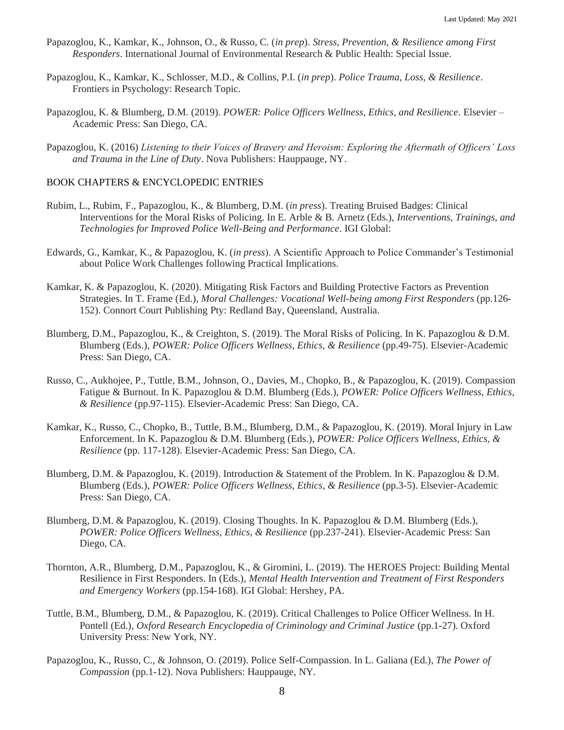Papazoglou, K., Kamkar, K., Johnson, O., & Russo, C. (*in prep*). *Stress, Prevention, & Resilience among First Responders*. International Journal of Environmental Research & Public Health: Special Issue.

Papazoglou, K., Kamkar, K., Schlosser, M.D., & Collins, P.I. (*in prep*). *Police Trauma, Loss, & Resilience*. Frontiers in Psychology: Research Topic.

Papazoglou, K. & Blumberg, D.M. (2019). *POWER: Police Officers Wellness, Ethics, and Resilience*. Elsevier – Academic Press: San Diego, CA.

Papazoglou, K. (2016) *Listening to their Voices of Bravery and Heroism: Exploring the Aftermath of Officers' Loss and Trauma in the Line of Duty*. Nova Publishers: Hauppauge, NY.

BOOK CHAPTERS & ENCYCLOPEDIC ENTRIES

Rubim, L., Rubim, F., Papazoglou, K., & Blumberg, D.M. (*in press*). Treating Bruised Badges: Clinical Interventions for the Moral Risks of Policing. In E. Arble & B. Arnetz (Eds.), *Interventions, Trainings, and Technologies for Improved Police Well-Being and Performance*. IGI Global:

Edwards, G., Kamkar, K., & Papazoglou, K. (*in press*). A Scientific Approach to Police Commander's Testimonial about Police Work Challenges following Practical Implications.

Kamkar, K. & Papazoglou, K. (2020). Mitigating Risk Factors and Building Protective Factors as Prevention Strategies. In T. Frame (Ed.), *Moral Challenges: Vocational Well-being among First Responders* (pp.126-152). Connort Court Publishing Pty: Redland Bay, Queensland, Australia.

Blumberg, D.M., Papazoglou, K., & Creighton, S. (2019). The Moral Risks of Policing. In K. Papazoglou & D.M. Blumberg (Eds.), *POWER: Police Officers Wellness, Ethics, & Resilience* (pp.49-75). Elsevier-Academic Press: San Diego, CA.

Russo, C., Aukhojee, P., Tuttle, B.M., Johnson, O., Davies, M., Chopko, B., & Papazoglou, K. (2019). Compassion Fatigue & Burnout. In K. Papazoglou & D.M. Blumberg (Eds.), *POWER: Police Officers Wellness, Ethics, & Resilience* (pp.97-115). Elsevier-Academic Press: San Diego, CA.

Kamkar, K., Russo, C., Chopko, B., Tuttle, B.M., Blumberg, D.M., & Papazoglou, K. (2019). Moral Injury in Law Enforcement. In K. Papazoglou & D.M. Blumberg (Eds.), *POWER: Police Officers Wellness, Ethics, & Resilience* (pp. 117-128). Elsevier-Academic Press: San Diego, CA.

Blumberg, D.M. & Papazoglou, K. (2019). Introduction & Statement of the Problem. In K. Papazoglou & D.M. Blumberg (Eds.), *POWER: Police Officers Wellness, Ethics, & Resilience* (pp.3-5). Elsevier-Academic Press: San Diego, CA.

Blumberg, D.M. & Papazoglou, K. (2019). Closing Thoughts. In K. Papazoglou & D.M. Blumberg (Eds.), *POWER: Police Officers Wellness, Ethics, & Resilience* (pp.237-241). Elsevier-Academic Press: San Diego, CA.

Thornton, A.R., Blumberg, D.M., Papazoglou, K., & Giromini, L. (2019). The HEROES Project: Building Mental Resilience in First Responders. In (Eds.), *Mental Health Intervention and Treatment of First Responders and Emergency Workers* (pp.154-168). IGI Global: Hershey, PA.

Tuttle, B.M., Blumberg, D.M., & Papazoglou, K. (2019). Critical Challenges to Police Officer Wellness. In H. Pontell (Ed.), *Oxford Research Encyclopedia of Criminology and Criminal Justice* (pp.1-27). Oxford University Press: New York, NY.

Papazoglou, K., Russo, C., & Johnson, O. (2019). Police Self-Compassion. In L. Galiana (Ed.), *The Power of Compassion* (pp.1-12). Nova Publishers: Hauppauge, NY.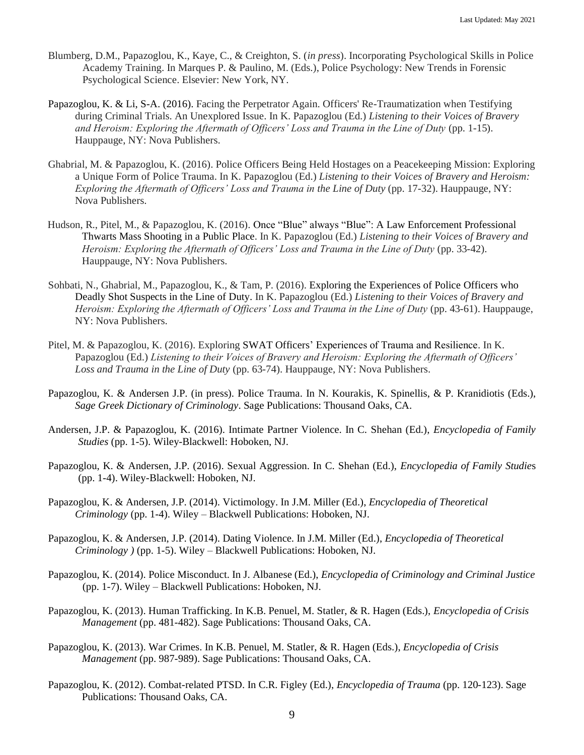Blumberg, D.M., Papazoglou, K., Kaye, C., & Creighton, S. (*in press*). Incorporating Psychological Skills in Police Academy Training. In Marques P. & Paulino, M. (Eds.), Police Psychology: New Trends in Forensic Psychological Science. Elsevier: New York, NY.

Papazoglou, K. & Li, S-A. (2016). Facing the Perpetrator Again. Officers' Re-Traumatization when Testifying during Criminal Trials. An Unexplored Issue. In K. Papazoglou (Ed.) *Listening to their Voices of Bravery and Heroism: Exploring the Aftermath of Officers' Loss and Trauma in the Line of Duty* (pp. 1-15). Hauppauge, NY: Nova Publishers.

Ghabrial, M. & Papazoglou, K. (2016). Police Officers Being Held Hostages on a Peacekeeping Mission: Exploring a Unique Form of Police Trauma. In K. Papazoglou (Ed.) *Listening to their Voices of Bravery and Heroism: Exploring the Aftermath of Officers' Loss and Trauma in the Line of Duty* (pp. 17-32). Hauppauge, NY: Nova Publishers.

Hudson, R., Pitel, M., & Papazoglou, K. (2016). Once "Blue" always "Blue": A Law Enforcement Professional Thwarts Mass Shooting in a Public Place. In K. Papazoglou (Ed.) *Listening to their Voices of Bravery and Heroism: Exploring the Aftermath of Officers' Loss and Trauma in the Line of Duty* (pp. 33-42). Hauppauge, NY: Nova Publishers.

Sohbati, N., Ghabrial, M., Papazoglou, K., & Tam, P. (2016). Exploring the Experiences of Police Officers who Deadly Shot Suspects in the Line of Duty. In K. Papazoglou (Ed.) *Listening to their Voices of Bravery and Heroism: Exploring the Aftermath of Officers' Loss and Trauma in the Line of Duty* (pp. 43-61). Hauppauge, NY: Nova Publishers.

Pitel, M. & Papazoglou, K. (2016). Exploring SWAT Officers' Experiences of Trauma and Resilience. In K. Papazoglou (Ed.) *Listening to their Voices of Bravery and Heroism: Exploring the Aftermath of Officers' Loss and Trauma in the Line of Duty* (pp. 63-74). Hauppauge, NY: Nova Publishers.

Papazoglou, K. & Andersen J.P. (in press). Police Trauma. In N. Kourakis, K. Spinellis, & P. Kranidiotis (Eds.), *Sage Greek Dictionary of Criminology*. Sage Publications: Thousand Oaks, CA.

Andersen, J.P. & Papazoglou, K. (2016). Intimate Partner Violence. In C. Shehan (Ed.), *Encyclopedia of Family Studies* (pp. 1-5). Wiley-Blackwell: Hoboken, NJ.

Papazoglou, K. & Andersen, J.P. (2016). Sexual Aggression. In C. Shehan (Ed.), *Encyclopedia of Family Studies* (pp. 1-4). Wiley-Blackwell: Hoboken, NJ.

Papazoglou, K. & Andersen, J.P. (2014). Victimology. In J.M. Miller (Ed.), *Encyclopedia of Theoretical Criminology* (pp. 1-4). Wiley – Blackwell Publications: Hoboken, NJ.

Papazoglou, K. & Andersen, J.P. (2014). Dating Violence. In J.M. Miller (Ed.), *Encyclopedia of Theoretical Criminology )* (pp. 1-5). Wiley – Blackwell Publications: Hoboken, NJ.

Papazoglou, K. (2014). Police Misconduct. In J. Albanese (Ed.), *Encyclopedia of Criminology and Criminal Justice* (pp. 1-7). Wiley – Blackwell Publications: Hoboken, NJ.

Papazoglou, K. (2013). Human Trafficking. In K.B. Penuel, M. Statler, & R. Hagen (Eds.), *Encyclopedia of Crisis Management* (pp. 481-482). Sage Publications: Thousand Oaks, CA.

Papazoglou, K. (2013). War Crimes. In K.B. Penuel, M. Statler, & R. Hagen (Eds.), *Encyclopedia of Crisis Management* (pp. 987-989). Sage Publications: Thousand Oaks, CA.

Papazoglou, K. (2012). Combat-related PTSD. In C.R. Figley (Ed.), *Encyclopedia of Trauma* (pp. 120-123). Sage Publications: Thousand Oaks, CA.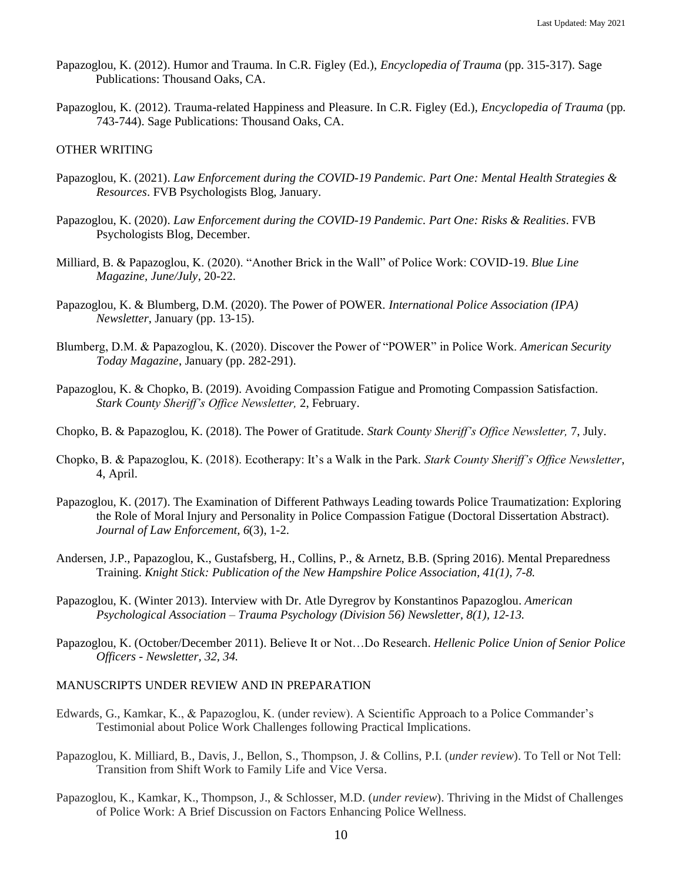Papazoglou, K. (2012). Humor and Trauma. In C.R. Figley (Ed.), *Encyclopedia of Trauma* (pp. 315-317). Sage Publications: Thousand Oaks, CA.

Papazoglou, K. (2012). Trauma-related Happiness and Pleasure. In C.R. Figley (Ed.), *Encyclopedia of Trauma* (pp. 743-744). Sage Publications: Thousand Oaks, CA.

## OTHER WRITING

Papazoglou, K. (2021). *Law Enforcement during the COVID-19 Pandemic. Part One: Mental Health Strategies & Resources*. FVB Psychologists Blog, January.

Papazoglou, K. (2020). *Law Enforcement during the COVID-19 Pandemic. Part One: Risks & Realities*. FVB Psychologists Blog, December.

Milliard, B. & Papazoglou, K. (2020). "Another Brick in the Wall" of Police Work: COVID-19. *Blue Line Magazine, June/July*, 20-22.

Papazoglou, K. & Blumberg, D.M. (2020). The Power of POWER. *International Police Association (IPA) Newsletter*, January (pp. 13-15).

Blumberg, D.M. & Papazoglou, K. (2020). Discover the Power of "POWER" in Police Work. *American Security Today Magazine*, January (pp. 282-291).

Papazoglou, K. & Chopko, B. (2019). Avoiding Compassion Fatigue and Promoting Compassion Satisfaction. *Stark County Sheriff's Office Newsletter,* 2, February.

Chopko, B. & Papazoglou, K. (2018). The Power of Gratitude. *Stark County Sheriff's Office Newsletter,* 7, July.

Chopko, B. & Papazoglou, K. (2018). Ecotherapy: It's a Walk in the Park. *Stark County Sheriff's Office Newsletter*, 4, April.

Papazoglou, K. (2017). The Examination of Different Pathways Leading towards Police Traumatization: Exploring the Role of Moral Injury and Personality in Police Compassion Fatigue (Doctoral Dissertation Abstract). *Journal of Law Enforcement, 6*(3), 1-2.

Andersen, J.P., Papazoglou, K., Gustafsberg, H., Collins, P., & Arnetz, B.B. (Spring 2016). Mental Preparedness Training. *Knight Stick: Publication of the New Hampshire Police Association, 41(1), 7-8.*

Papazoglou, K. (Winter 2013). Interview with Dr. Atle Dyregrov by Konstantinos Papazoglou. *American Psychological Association – Trauma Psychology (Division 56) Newsletter, 8(1), 12-13.*

Papazoglou, K. (October/December 2011). Believe It or Not…Do Research. *Hellenic Police Union of Senior Police Officers - Newsletter, 32, 34.*

## MANUSCRIPTS UNDER REVIEW AND IN PREPARATION

Edwards, G., Kamkar, K., & Papazoglou, K. (under review). A Scientific Approach to a Police Commander's Testimonial about Police Work Challenges following Practical Implications.

Papazoglou, K. Milliard, B., Davis, J., Bellon, S., Thompson, J. & Collins, P.I. (*under review*). To Tell or Not Tell: Transition from Shift Work to Family Life and Vice Versa.

Papazoglou, K., Kamkar, K., Thompson, J., & Schlosser, M.D. (*under review*). Thriving in the Midst of Challenges of Police Work: A Brief Discussion on Factors Enhancing Police Wellness.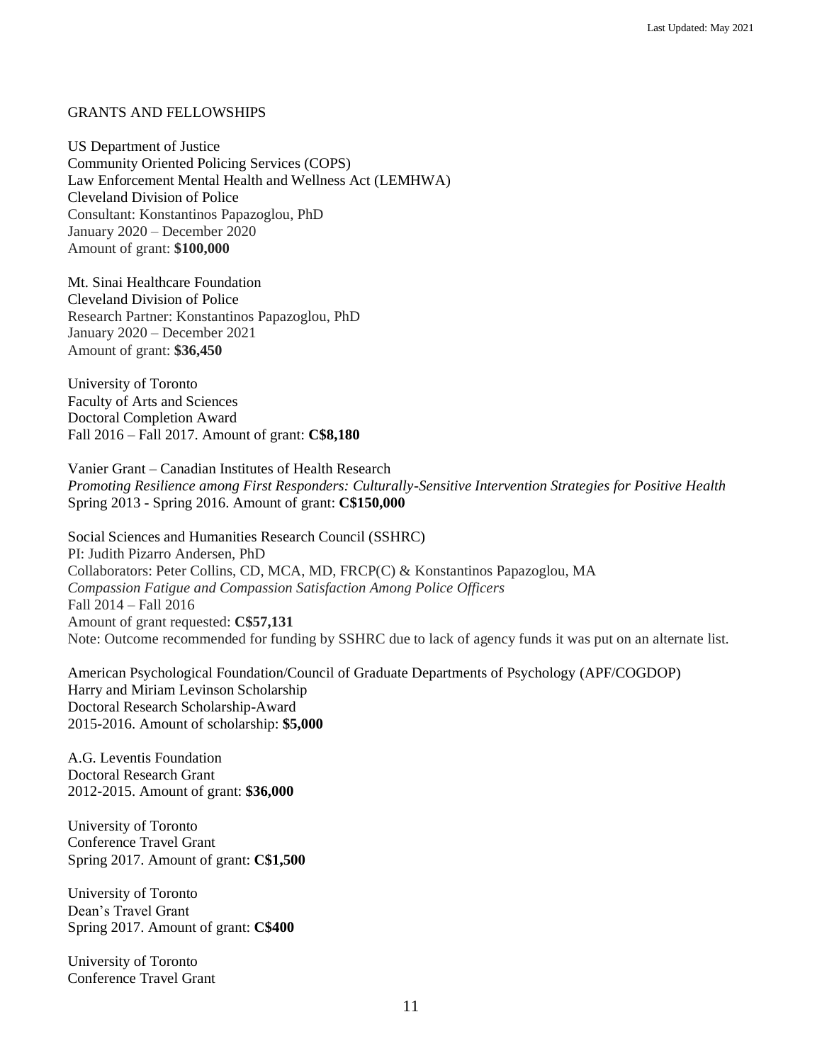GRANTS AND FELLOWSHIPS

US Department of Justice
Community Oriented Policing Services (COPS)
Law Enforcement Mental Health and Wellness Act (LEMHWA)
Cleveland Division of Police
Consultant: Konstantinos Papazoglou, PhD
January 2020 – December 2020
Amount of grant: **$100,000**

Mt. Sinai Healthcare Foundation
Cleveland Division of Police
Research Partner: Konstantinos Papazoglou, PhD
January 2020 – December 2021
Amount of grant: **$36,450**

University of Toronto
Faculty of Arts and Sciences
Doctoral Completion Award
Fall 2016 – Fall 2017. Amount of grant: **C$8,180**

Vanier Grant – Canadian Institutes of Health Research
*Promoting Resilience among First Responders: Culturally-Sensitive Intervention Strategies for Positive Health*
Spring 2013 - Spring 2016. Amount of grant: **C$150,000**

Social Sciences and Humanities Research Council (SSHRC)
PI: Judith Pizarro Andersen, PhD
Collaborators: Peter Collins, CD, MCA, MD, FRCP(C) & Konstantinos Papazoglou, MA
*Compassion Fatigue and Compassion Satisfaction Among Police Officers*
Fall 2014 – Fall 2016
Amount of grant requested: **C$57,131**
Note: Outcome recommended for funding by SSHRC due to lack of agency funds it was put on an alternate list.

American Psychological Foundation/Council of Graduate Departments of Psychology (APF/COGDOP)
Harry and Miriam Levinson Scholarship
Doctoral Research Scholarship-Award
2015-2016. Amount of scholarship: **$5,000**

A.G. Leventis Foundation
Doctoral Research Grant
2012-2015. Amount of grant: **$36,000**

University of Toronto
Conference Travel Grant
Spring 2017. Amount of grant: **C$1,500**

University of Toronto
Dean's Travel Grant
Spring 2017. Amount of grant: **C$400**

University of Toronto
Conference Travel Grant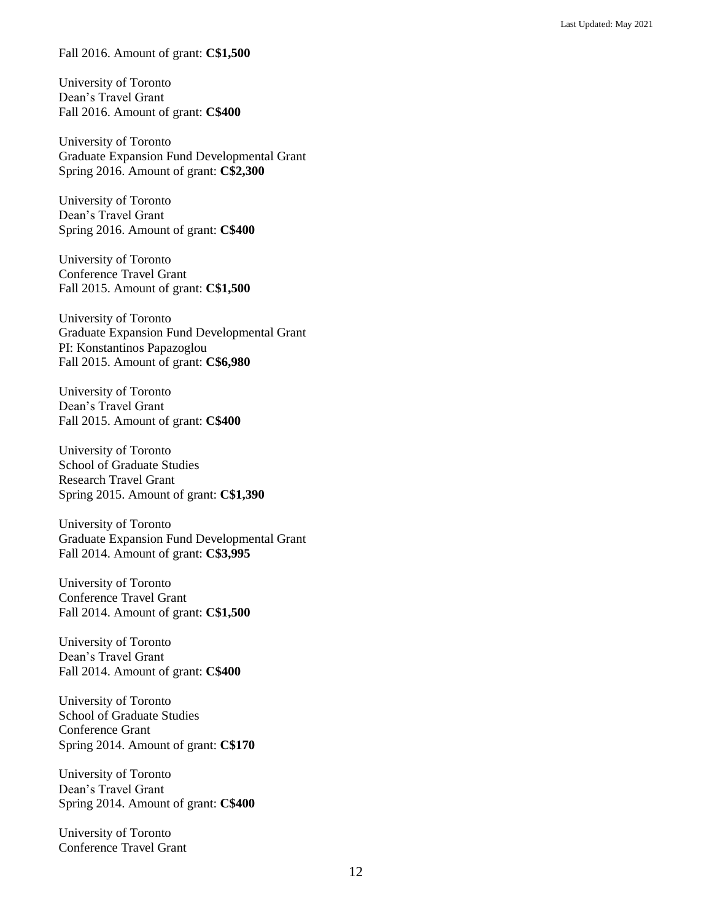Fall 2016. Amount of grant: **C$1,500**

University of Toronto
Dean's Travel Grant
Fall 2016. Amount of grant: **C$400**

University of Toronto
Graduate Expansion Fund Developmental Grant
Spring 2016. Amount of grant: **C$2,300**

University of Toronto
Dean's Travel Grant
Spring 2016. Amount of grant: **C$400**

University of Toronto
Conference Travel Grant
Fall 2015. Amount of grant: **C$1,500**

University of Toronto
Graduate Expansion Fund Developmental Grant
PI: Konstantinos Papazoglou
Fall 2015. Amount of grant: **C$6,980**

University of Toronto
Dean's Travel Grant
Fall 2015. Amount of grant: **C$400**

University of Toronto
School of Graduate Studies
Research Travel Grant
Spring 2015. Amount of grant: **C$1,390**

University of Toronto
Graduate Expansion Fund Developmental Grant
Fall 2014. Amount of grant: **C$3,995**

University of Toronto
Conference Travel Grant
Fall 2014. Amount of grant: **C$1,500**

University of Toronto
Dean's Travel Grant
Fall 2014. Amount of grant: **C$400**

University of Toronto
School of Graduate Studies
Conference Grant
Spring 2014. Amount of grant: **C$170**

University of Toronto
Dean's Travel Grant
Spring 2014. Amount of grant: **C$400**

University of Toronto
Conference Travel Grant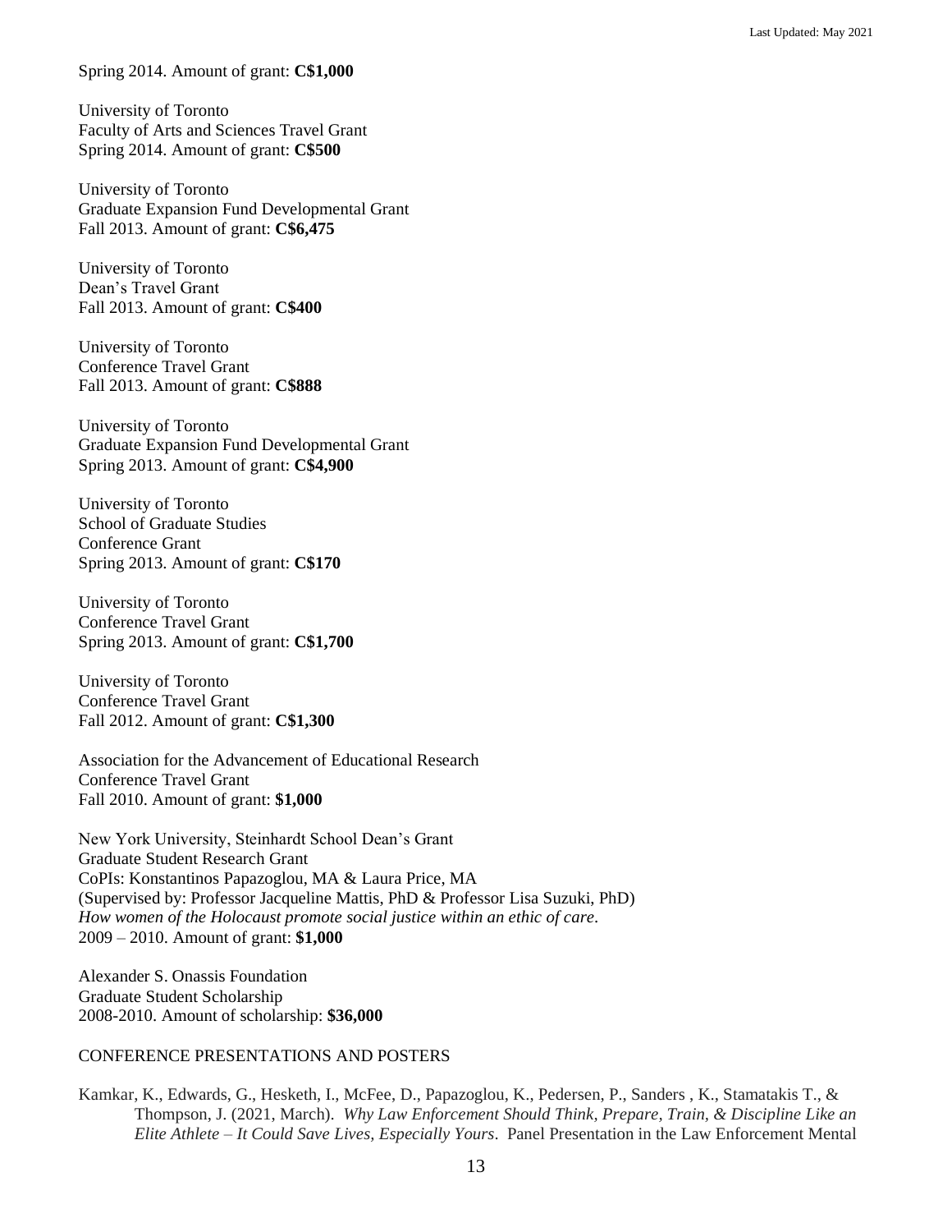Spring 2014. Amount of grant: **C$1,000**

University of Toronto
Faculty of Arts and Sciences Travel Grant
Spring 2014. Amount of grant: **C$500**

University of Toronto
Graduate Expansion Fund Developmental Grant
Fall 2013. Amount of grant: **C$6,475**

University of Toronto
Dean's Travel Grant
Fall 2013. Amount of grant: **C$400**

University of Toronto
Conference Travel Grant
Fall 2013. Amount of grant: **C$888**

University of Toronto
Graduate Expansion Fund Developmental Grant
Spring 2013. Amount of grant: **C$4,900**

University of Toronto
School of Graduate Studies
Conference Grant
Spring 2013. Amount of grant: **C$170**

University of Toronto
Conference Travel Grant
Spring 2013. Amount of grant: **C$1,700**

University of Toronto
Conference Travel Grant
Fall 2012. Amount of grant: **C$1,300**

Association for the Advancement of Educational Research
Conference Travel Grant
Fall 2010. Amount of grant: **$1,000**

New York University, Steinhardt School Dean's Grant
Graduate Student Research Grant
CoPIs: Konstantinos Papazoglou, MA & Laura Price, MA
(Supervised by: Professor Jacqueline Mattis, PhD & Professor Lisa Suzuki, PhD)
*How women of the Holocaust promote social justice within an ethic of care*.
2009 – 2010. Amount of grant: **$1,000**

Alexander S. Onassis Foundation
Graduate Student Scholarship
2008-2010. Amount of scholarship: **$36,000**

## CONFERENCE PRESENTATIONS AND POSTERS

Kamkar, K., Edwards, G., Hesketh, I., McFee, D., Papazoglou, K., Pedersen, P., Sanders , K., Stamatakis T., & Thompson, J. (2021, March). *Why Law Enforcement Should Think, Prepare, Train, & Discipline Like an Elite Athlete – It Could Save Lives, Especially Yours*. Panel Presentation in the Law Enforcement Mental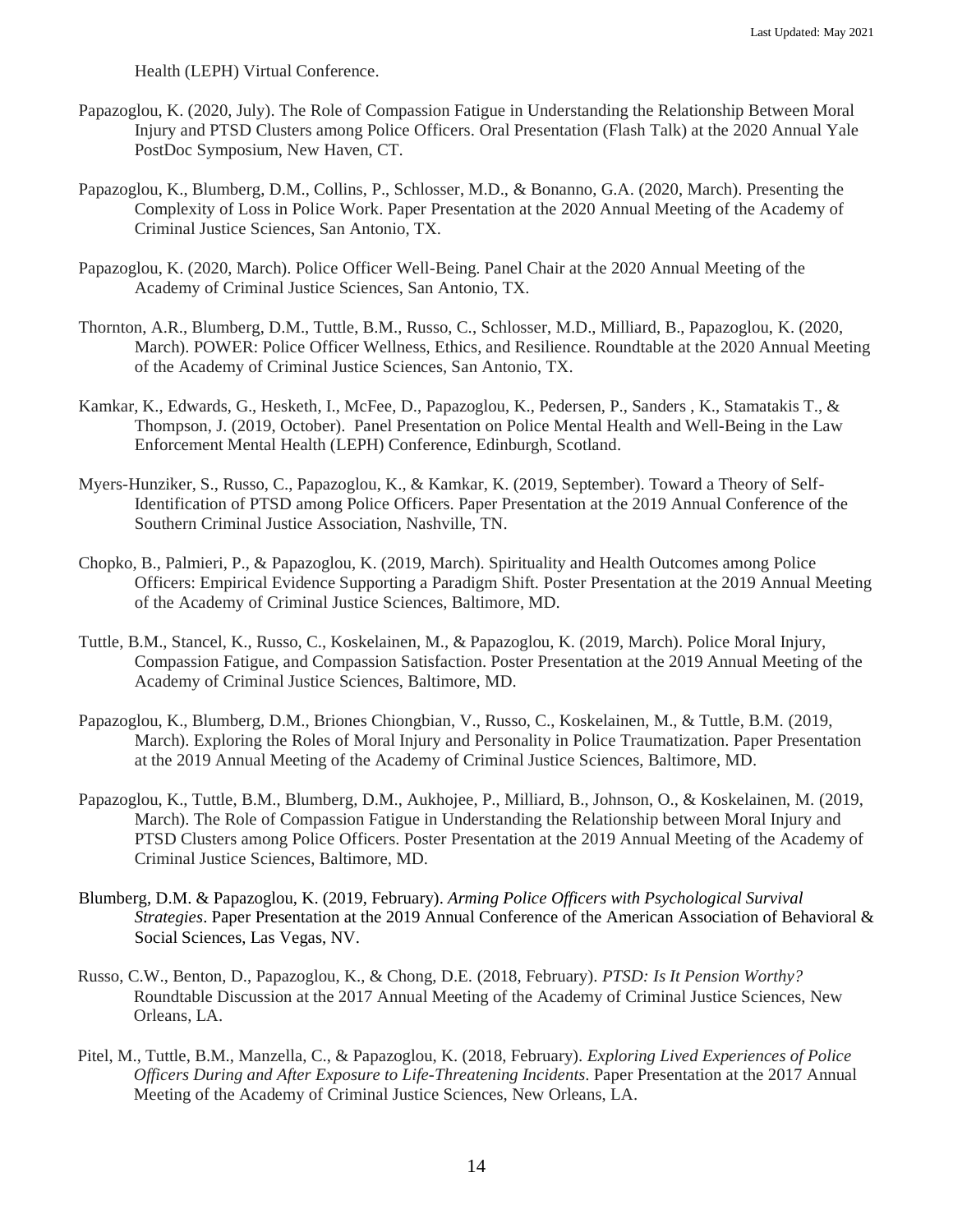Health (LEPH) Virtual Conference.

Papazoglou, K. (2020, July). The Role of Compassion Fatigue in Understanding the Relationship Between Moral Injury and PTSD Clusters among Police Officers. Oral Presentation (Flash Talk) at the 2020 Annual Yale PostDoc Symposium, New Haven, CT.

Papazoglou, K., Blumberg, D.M., Collins, P., Schlosser, M.D., & Bonanno, G.A. (2020, March). Presenting the Complexity of Loss in Police Work. Paper Presentation at the 2020 Annual Meeting of the Academy of Criminal Justice Sciences, San Antonio, TX.

Papazoglou, K. (2020, March). Police Officer Well-Being. Panel Chair at the 2020 Annual Meeting of the Academy of Criminal Justice Sciences, San Antonio, TX.

Thornton, A.R., Blumberg, D.M., Tuttle, B.M., Russo, C., Schlosser, M.D., Milliard, B., Papazoglou, K. (2020, March). POWER: Police Officer Wellness, Ethics, and Resilience. Roundtable at the 2020 Annual Meeting of the Academy of Criminal Justice Sciences, San Antonio, TX.

Kamkar, K., Edwards, G., Hesketh, I., McFee, D., Papazoglou, K., Pedersen, P., Sanders , K., Stamatakis T., & Thompson, J. (2019, October). Panel Presentation on Police Mental Health and Well-Being in the Law Enforcement Mental Health (LEPH) Conference, Edinburgh, Scotland.

Myers-Hunziker, S., Russo, C., Papazoglou, K., & Kamkar, K. (2019, September). Toward a Theory of Self-Identification of PTSD among Police Officers. Paper Presentation at the 2019 Annual Conference of the Southern Criminal Justice Association, Nashville, TN.

Chopko, B., Palmieri, P., & Papazoglou, K. (2019, March). Spirituality and Health Outcomes among Police Officers: Empirical Evidence Supporting a Paradigm Shift. Poster Presentation at the 2019 Annual Meeting of the Academy of Criminal Justice Sciences, Baltimore, MD.

Tuttle, B.M., Stancel, K., Russo, C., Koskelainen, M., & Papazoglou, K. (2019, March). Police Moral Injury, Compassion Fatigue, and Compassion Satisfaction. Poster Presentation at the 2019 Annual Meeting of the Academy of Criminal Justice Sciences, Baltimore, MD.

Papazoglou, K., Blumberg, D.M., Briones Chiongbian, V., Russo, C., Koskelainen, M., & Tuttle, B.M. (2019, March). Exploring the Roles of Moral Injury and Personality in Police Traumatization. Paper Presentation at the 2019 Annual Meeting of the Academy of Criminal Justice Sciences, Baltimore, MD.

Papazoglou, K., Tuttle, B.M., Blumberg, D.M., Aukhojee, P., Milliard, B., Johnson, O., & Koskelainen, M. (2019, March). The Role of Compassion Fatigue in Understanding the Relationship between Moral Injury and PTSD Clusters among Police Officers. Poster Presentation at the 2019 Annual Meeting of the Academy of Criminal Justice Sciences, Baltimore, MD.

Blumberg, D.M. & Papazoglou, K. (2019, February). *Arming Police Officers with Psychological Survival Strategies*. Paper Presentation at the 2019 Annual Conference of the American Association of Behavioral & Social Sciences, Las Vegas, NV.

Russo, C.W., Benton, D., Papazoglou, K., & Chong, D.E. (2018, February). *PTSD: Is It Pension Worthy?* Roundtable Discussion at the 2017 Annual Meeting of the Academy of Criminal Justice Sciences, New Orleans, LA.

Pitel, M., Tuttle, B.M., Manzella, C., & Papazoglou, K. (2018, February). *Exploring Lived Experiences of Police Officers During and After Exposure to Life-Threatening Incidents*. Paper Presentation at the 2017 Annual Meeting of the Academy of Criminal Justice Sciences, New Orleans, LA.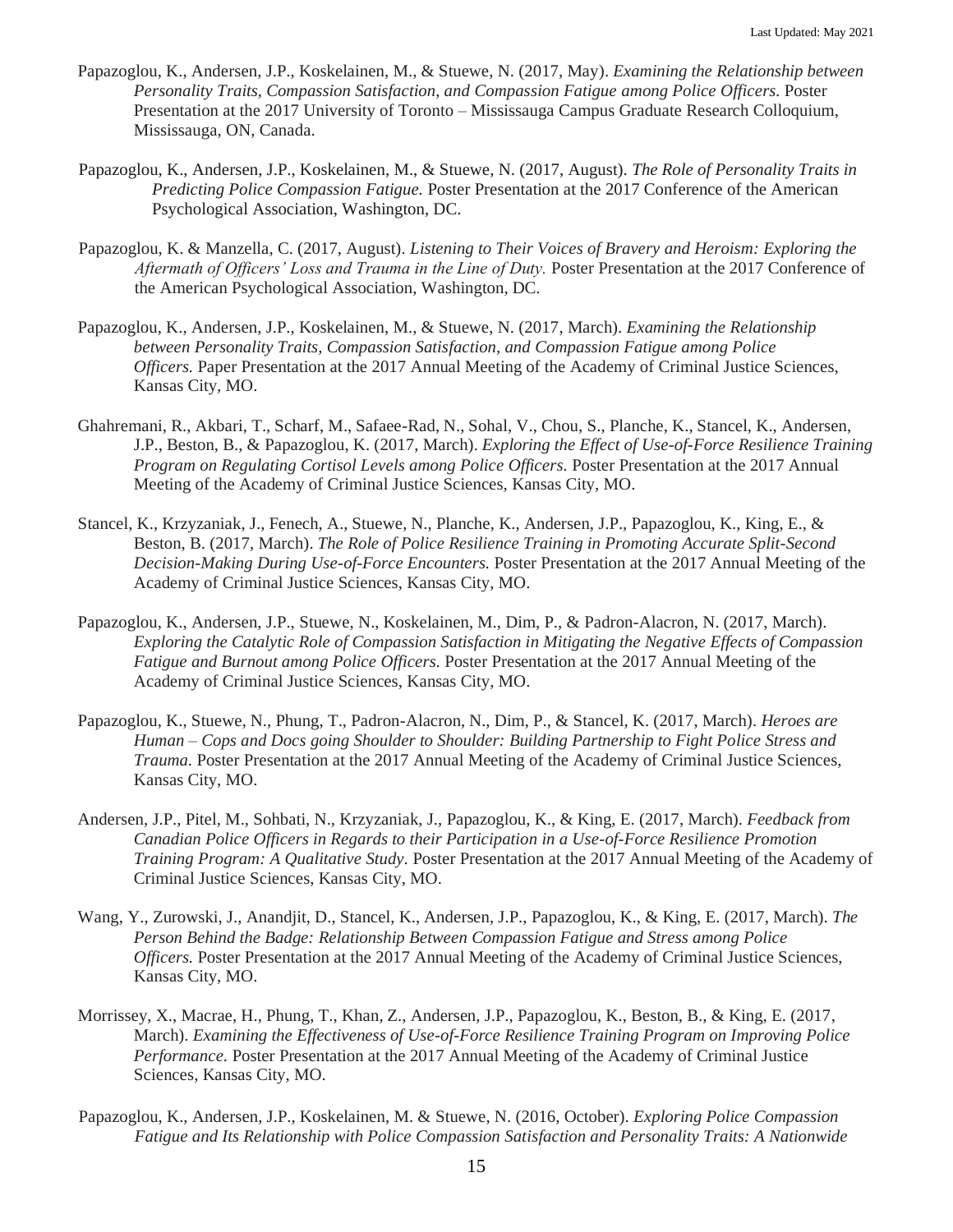Papazoglou, K., Andersen, J.P., Koskelainen, M., & Stuewe, N. (2017, May). *Examining the Relationship between Personality Traits, Compassion Satisfaction, and Compassion Fatigue among Police Officers.* Poster Presentation at the 2017 University of Toronto – Mississauga Campus Graduate Research Colloquium, Mississauga, ON, Canada.

Papazoglou, K., Andersen, J.P., Koskelainen, M., & Stuewe, N. (2017, August). *The Role of Personality Traits in Predicting Police Compassion Fatigue.* Poster Presentation at the 2017 Conference of the American Psychological Association, Washington, DC.

Papazoglou, K. & Manzella, C. (2017, August). *Listening to Their Voices of Bravery and Heroism: Exploring the Aftermath of Officers' Loss and Trauma in the Line of Duty.* Poster Presentation at the 2017 Conference of the American Psychological Association, Washington, DC.

Papazoglou, K., Andersen, J.P., Koskelainen, M., & Stuewe, N. (2017, March). *Examining the Relationship between Personality Traits, Compassion Satisfaction, and Compassion Fatigue among Police Officers.* Paper Presentation at the 2017 Annual Meeting of the Academy of Criminal Justice Sciences, Kansas City, MO.

Ghahremani, R., Akbari, T., Scharf, M., Safaee-Rad, N., Sohal, V., Chou, S., Planche, K., Stancel, K., Andersen, J.P., Beston, B., & Papazoglou, K. (2017, March). *Exploring the Effect of Use-of-Force Resilience Training Program on Regulating Cortisol Levels among Police Officers.* Poster Presentation at the 2017 Annual Meeting of the Academy of Criminal Justice Sciences, Kansas City, MO.

Stancel, K., Krzyzaniak, J., Fenech, A., Stuewe, N., Planche, K., Andersen, J.P., Papazoglou, K., King, E., & Beston, B. (2017, March). *The Role of Police Resilience Training in Promoting Accurate Split-Second Decision-Making During Use-of-Force Encounters.* Poster Presentation at the 2017 Annual Meeting of the Academy of Criminal Justice Sciences, Kansas City, MO.

Papazoglou, K., Andersen, J.P., Stuewe, N., Koskelainen, M., Dim, P., & Padron-Alacron, N. (2017, March). *Exploring the Catalytic Role of Compassion Satisfaction in Mitigating the Negative Effects of Compassion Fatigue and Burnout among Police Officers.* Poster Presentation at the 2017 Annual Meeting of the Academy of Criminal Justice Sciences, Kansas City, MO.

Papazoglou, K., Stuewe, N., Phung, T., Padron-Alacron, N., Dim, P., & Stancel, K. (2017, March). *Heroes are Human – Cops and Docs going Shoulder to Shoulder: Building Partnership to Fight Police Stress and Trauma.* Poster Presentation at the 2017 Annual Meeting of the Academy of Criminal Justice Sciences, Kansas City, MO.

Andersen, J.P., Pitel, M., Sohbati, N., Krzyzaniak, J., Papazoglou, K., & King, E. (2017, March). *Feedback from Canadian Police Officers in Regards to their Participation in a Use-of-Force Resilience Promotion Training Program: A Qualitative Study.* Poster Presentation at the 2017 Annual Meeting of the Academy of Criminal Justice Sciences, Kansas City, MO.

Wang, Y., Zurowski, J., Anandjit, D., Stancel, K., Andersen, J.P., Papazoglou, K., & King, E. (2017, March). *The Person Behind the Badge: Relationship Between Compassion Fatigue and Stress among Police Officers.* Poster Presentation at the 2017 Annual Meeting of the Academy of Criminal Justice Sciences, Kansas City, MO.

Morrissey, X., Macrae, H., Phung, T., Khan, Z., Andersen, J.P., Papazoglou, K., Beston, B., & King, E. (2017, March). *Examining the Effectiveness of Use-of-Force Resilience Training Program on Improving Police Performance.* Poster Presentation at the 2017 Annual Meeting of the Academy of Criminal Justice Sciences, Kansas City, MO.

Papazoglou, K., Andersen, J.P., Koskelainen, M. & Stuewe, N. (2016, October). *Exploring Police Compassion Fatigue and Its Relationship with Police Compassion Satisfaction and Personality Traits: A Nationwide*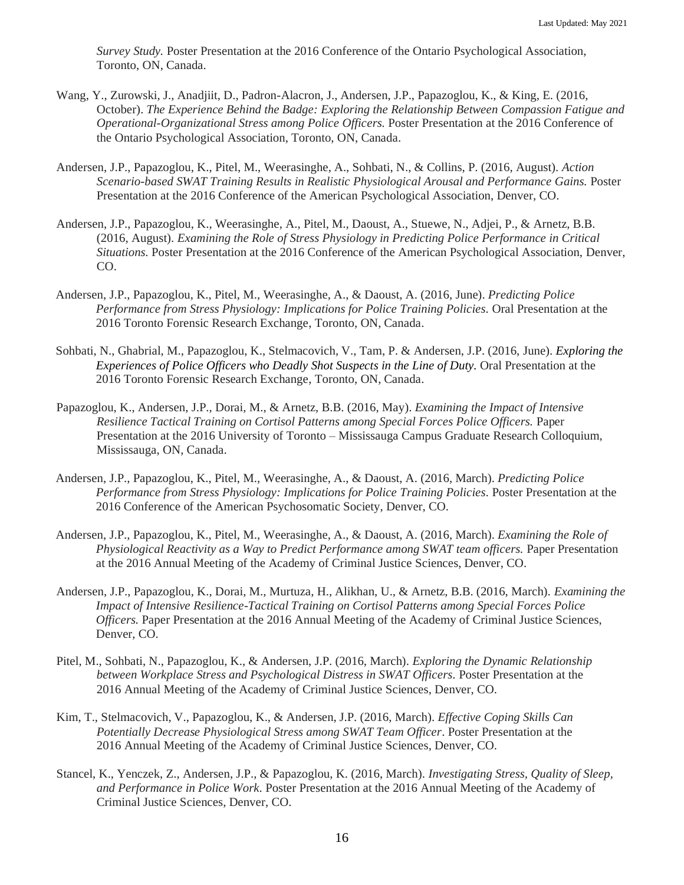*Survey Study.* Poster Presentation at the 2016 Conference of the Ontario Psychological Association, Toronto, ON, Canada.

Wang, Y., Zurowski, J., Anadjiit, D., Padron-Alacron, J., Andersen, J.P., Papazoglou, K., & King, E. (2016, October). *The Experience Behind the Badge: Exploring the Relationship Between Compassion Fatigue and Operational-Organizational Stress among Police Officers.* Poster Presentation at the 2016 Conference of the Ontario Psychological Association, Toronto, ON, Canada.

Andersen, J.P., Papazoglou, K., Pitel, M., Weerasinghe, A., Sohbati, N., & Collins, P. (2016, August). *Action Scenario-based SWAT Training Results in Realistic Physiological Arousal and Performance Gains.* Poster Presentation at the 2016 Conference of the American Psychological Association, Denver, CO.

Andersen, J.P., Papazoglou, K., Weerasinghe, A., Pitel, M., Daoust, A., Stuewe, N., Adjei, P., & Arnetz, B.B. (2016, August). *Examining the Role of Stress Physiology in Predicting Police Performance in Critical Situations.* Poster Presentation at the 2016 Conference of the American Psychological Association, Denver, CO.

Andersen, J.P., Papazoglou, K., Pitel, M., Weerasinghe, A., & Daoust, A. (2016, June). *Predicting Police Performance from Stress Physiology: Implications for Police Training Policies.* Oral Presentation at the 2016 Toronto Forensic Research Exchange, Toronto, ON, Canada.

Sohbati, N., Ghabrial, M., Papazoglou, K., Stelmacovich, V., Tam, P. & Andersen, J.P. (2016, June). *Exploring the Experiences of Police Officers who Deadly Shot Suspects in the Line of Duty.* Oral Presentation at the 2016 Toronto Forensic Research Exchange, Toronto, ON, Canada.

Papazoglou, K., Andersen, J.P., Dorai, M., & Arnetz, B.B. (2016, May). *Examining the Impact of Intensive Resilience Tactical Training on Cortisol Patterns among Special Forces Police Officers.* Paper Presentation at the 2016 University of Toronto – Mississauga Campus Graduate Research Colloquium, Mississauga, ON, Canada.

Andersen, J.P., Papazoglou, K., Pitel, M., Weerasinghe, A., & Daoust, A. (2016, March). *Predicting Police Performance from Stress Physiology: Implications for Police Training Policies.* Poster Presentation at the 2016 Conference of the American Psychosomatic Society, Denver, CO.

Andersen, J.P., Papazoglou, K., Pitel, M., Weerasinghe, A., & Daoust, A. (2016, March). *Examining the Role of Physiological Reactivity as a Way to Predict Performance among SWAT team officers.* Paper Presentation at the 2016 Annual Meeting of the Academy of Criminal Justice Sciences, Denver, CO.

Andersen, J.P., Papazoglou, K., Dorai, M., Murtuza, H., Alikhan, U., & Arnetz, B.B. (2016, March). *Examining the Impact of Intensive Resilience-Tactical Training on Cortisol Patterns among Special Forces Police Officers.* Paper Presentation at the 2016 Annual Meeting of the Academy of Criminal Justice Sciences, Denver, CO.

Pitel, M., Sohbati, N., Papazoglou, K., & Andersen, J.P. (2016, March). *Exploring the Dynamic Relationship between Workplace Stress and Psychological Distress in SWAT Officers.* Poster Presentation at the 2016 Annual Meeting of the Academy of Criminal Justice Sciences, Denver, CO.

Kim, T., Stelmacovich, V., Papazoglou, K., & Andersen, J.P. (2016, March). *Effective Coping Skills Can Potentially Decrease Physiological Stress among SWAT Team Officer*. Poster Presentation at the 2016 Annual Meeting of the Academy of Criminal Justice Sciences, Denver, CO.

Stancel, K., Yenczek, Z., Andersen, J.P., & Papazoglou, K. (2016, March). *Investigating Stress, Quality of Sleep, and Performance in Police Work*. Poster Presentation at the 2016 Annual Meeting of the Academy of Criminal Justice Sciences, Denver, CO.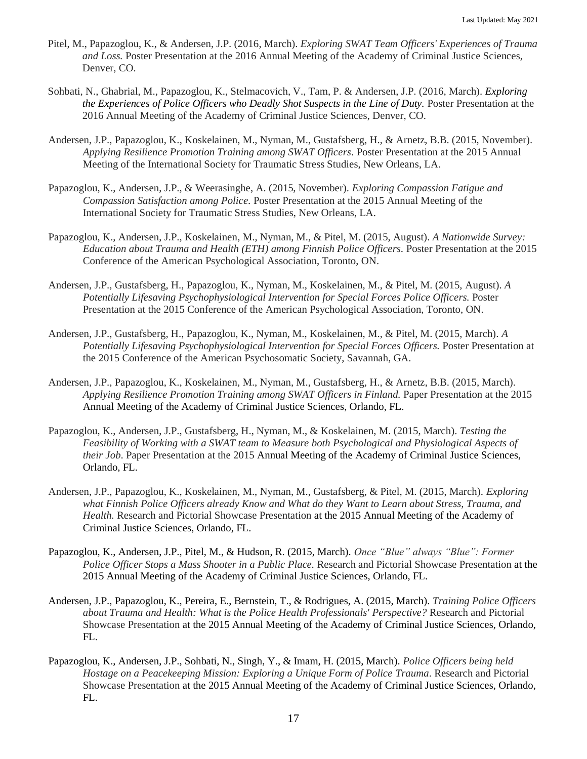Pitel, M., Papazoglou, K., & Andersen, J.P. (2016, March). *Exploring SWAT Team Officers' Experiences of Trauma and Loss.* Poster Presentation at the 2016 Annual Meeting of the Academy of Criminal Justice Sciences, Denver, CO.

Sohbati, N., Ghabrial, M., Papazoglou, K., Stelmacovich, V., Tam, P. & Andersen, J.P. (2016, March). *Exploring the Experiences of Police Officers who Deadly Shot Suspects in the Line of Duty.* Poster Presentation at the 2016 Annual Meeting of the Academy of Criminal Justice Sciences, Denver, CO.

Andersen, J.P., Papazoglou, K., Koskelainen, M., Nyman, M., Gustafsberg, H., & Arnetz, B.B. (2015, November). *Applying Resilience Promotion Training among SWAT Officers*. Poster Presentation at the 2015 Annual Meeting of the International Society for Traumatic Stress Studies, New Orleans, LA.

Papazoglou, K., Andersen, J.P., & Weerasinghe, A. (2015, November). *Exploring Compassion Fatigue and Compassion Satisfaction among Police.* Poster Presentation at the 2015 Annual Meeting of the International Society for Traumatic Stress Studies, New Orleans, LA.

Papazoglou, K., Andersen, J.P., Koskelainen, M., Nyman, M., & Pitel, M. (2015, August). *A Nationwide Survey: Education about Trauma and Health (ETH) among Finnish Police Officers.* Poster Presentation at the 2015 Conference of the American Psychological Association, Toronto, ON.

Andersen, J.P., Gustafsberg, H., Papazoglou, K., Nyman, M., Koskelainen, M., & Pitel, M. (2015, August). *A Potentially Lifesaving Psychophysiological Intervention for Special Forces Police Officers.* Poster Presentation at the 2015 Conference of the American Psychological Association, Toronto, ON.

Andersen, J.P., Gustafsberg, H., Papazoglou, K., Nyman, M., Koskelainen, M., & Pitel, M. (2015, March). *A Potentially Lifesaving Psychophysiological Intervention for Special Forces Officers.* Poster Presentation at the 2015 Conference of the American Psychosomatic Society, Savannah, GA.

Andersen, J.P., Papazoglou, K., Koskelainen, M., Nyman, M., Gustafsberg, H., & Arnetz, B.B. (2015, March). *Applying Resilience Promotion Training among SWAT Officers in Finland.* Paper Presentation at the 2015 Annual Meeting of the Academy of Criminal Justice Sciences, Orlando, FL.

Papazoglou, K., Andersen, J.P., Gustafsberg, H., Nyman, M., & Koskelainen, M. (2015, March). *Testing the Feasibility of Working with a SWAT team to Measure both Psychological and Physiological Aspects of their Job*. Paper Presentation at the 2015 Annual Meeting of the Academy of Criminal Justice Sciences, Orlando, FL.

Andersen, J.P., Papazoglou, K., Koskelainen, M., Nyman, M., Gustafsberg, & Pitel, M. (2015, March). *Exploring what Finnish Police Officers already Know and What do they Want to Learn about Stress, Trauma, and Health.* Research and Pictorial Showcase Presentation at the 2015 Annual Meeting of the Academy of Criminal Justice Sciences, Orlando, FL.

Papazoglou, K., Andersen, J.P., Pitel, M., & Hudson, R. (2015, March). *Once "Blue" always "Blue": Former Police Officer Stops a Mass Shooter in a Public Place.* Research and Pictorial Showcase Presentation at the 2015 Annual Meeting of the Academy of Criminal Justice Sciences, Orlando, FL.

Andersen, J.P., Papazoglou, K., Pereira, E., Bernstein, T., & Rodrigues, A. (2015, March). *Training Police Officers about Trauma and Health: What is the Police Health Professionals' Perspective?* Research and Pictorial Showcase Presentation at the 2015 Annual Meeting of the Academy of Criminal Justice Sciences, Orlando, FL.

Papazoglou, K., Andersen, J.P., Sohbati, N., Singh, Y., & Imam, H. (2015, March). *Police Officers being held Hostage on a Peacekeeping Mission: Exploring a Unique Form of Police Trauma*. Research and Pictorial Showcase Presentation at the 2015 Annual Meeting of the Academy of Criminal Justice Sciences, Orlando, FL.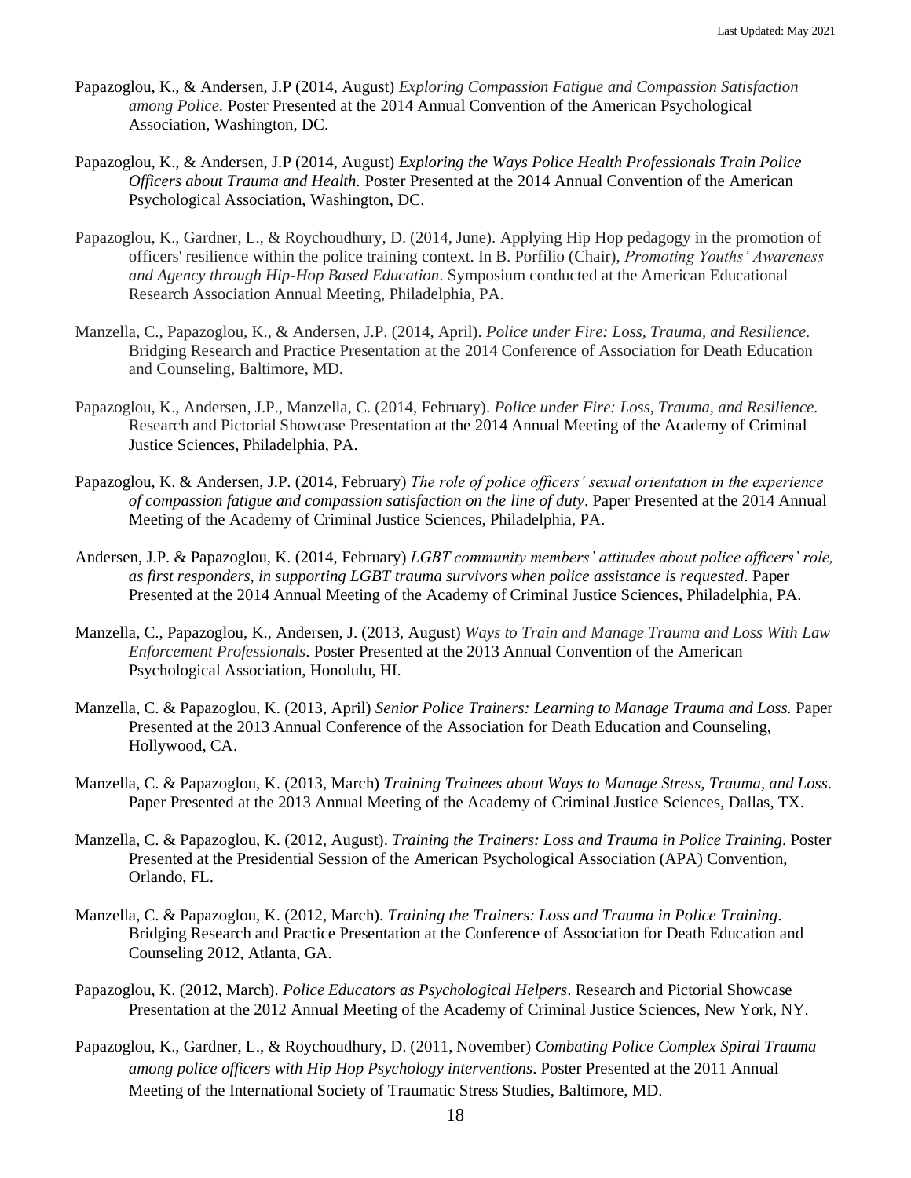Papazoglou, K., & Andersen, J.P (2014, August) *Exploring Compassion Fatigue and Compassion Satisfaction among Police.* Poster Presented at the 2014 Annual Convention of the American Psychological Association, Washington, DC.

Papazoglou, K., & Andersen, J.P (2014, August) *Exploring the Ways Police Health Professionals Train Police Officers about Trauma and Health.* Poster Presented at the 2014 Annual Convention of the American Psychological Association, Washington, DC.

Papazoglou, K., Gardner, L., & Roychoudhury, D. (2014, June). Applying Hip Hop pedagogy in the promotion of officers' resilience within the police training context. In B. Porfilio (Chair), *Promoting Youths' Awareness and Agency through Hip-Hop Based Education*. Symposium conducted at the American Educational Research Association Annual Meeting, Philadelphia, PA.

Manzella, C., Papazoglou, K., & Andersen, J.P. (2014, April). *Police under Fire: Loss, Trauma, and Resilience.* Bridging Research and Practice Presentation at the 2014 Conference of Association for Death Education and Counseling, Baltimore, MD.

Papazoglou, K., Andersen, J.P., Manzella, C. (2014, February). *Police under Fire: Loss, Trauma, and Resilience.* Research and Pictorial Showcase Presentation at the 2014 Annual Meeting of the Academy of Criminal Justice Sciences, Philadelphia, PA.

Papazoglou, K. & Andersen, J.P. (2014, February) *The role of police officers' sexual orientation in the experience of compassion fatigue and compassion satisfaction on the line of duty*. Paper Presented at the 2014 Annual Meeting of the Academy of Criminal Justice Sciences, Philadelphia, PA.

Andersen, J.P. & Papazoglou, K. (2014, February) *LGBT community members' attitudes about police officers' role, as first responders, in supporting LGBT trauma survivors when police assistance is requested*. Paper Presented at the 2014 Annual Meeting of the Academy of Criminal Justice Sciences, Philadelphia, PA.

Manzella, C., Papazoglou, K., Andersen, J. (2013, August) *Ways to Train and Manage Trauma and Loss With Law Enforcement Professionals*. Poster Presented at the 2013 Annual Convention of the American Psychological Association, Honolulu, HI.

Manzella, C. & Papazoglou, K. (2013, April) *Senior Police Trainers: Learning to Manage Trauma and Loss.* Paper Presented at the 2013 Annual Conference of the Association for Death Education and Counseling, Hollywood, CA.

Manzella, C. & Papazoglou, K. (2013, March) *Training Trainees about Ways to Manage Stress, Trauma, and Loss.* Paper Presented at the 2013 Annual Meeting of the Academy of Criminal Justice Sciences, Dallas, TX.

Manzella, C. & Papazoglou, K. (2012, August). *Training the Trainers: Loss and Trauma in Police Training*. Poster Presented at the Presidential Session of the American Psychological Association (APA) Convention, Orlando, FL.

Manzella, C. & Papazoglou, K. (2012, March). *Training the Trainers: Loss and Trauma in Police Training*. Bridging Research and Practice Presentation at the Conference of Association for Death Education and Counseling 2012, Atlanta, GA.

Papazoglou, K. (2012, March). *Police Educators as Psychological Helpers*. Research and Pictorial Showcase Presentation at the 2012 Annual Meeting of the Academy of Criminal Justice Sciences, New York, NY.

Papazoglou, K., Gardner, L., & Roychoudhury, D. (2011, November) *Combating Police Complex Spiral Trauma among police officers with Hip Hop Psychology interventions*. Poster Presented at the 2011 Annual Meeting of the International Society of Traumatic Stress Studies, Baltimore, MD.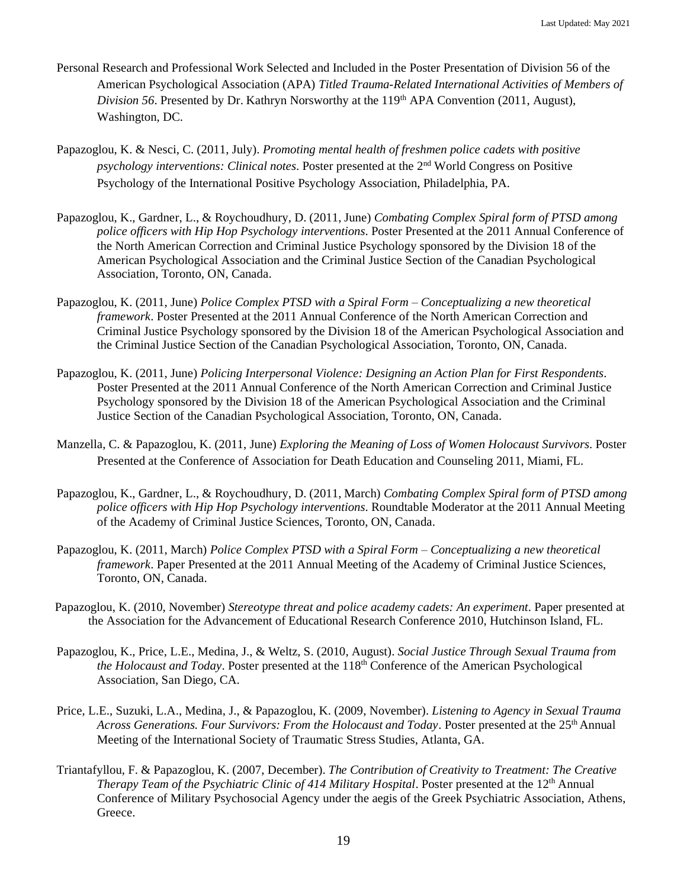Personal Research and Professional Work Selected and Included in the Poster Presentation of Division 56 of the American Psychological Association (APA) *Titled Trauma-Related International Activities of Members of Division 56*. Presented by Dr. Kathryn Norsworthy at the 119th APA Convention (2011, August), Washington, DC.

Papazoglou, K. & Nesci, C. (2011, July). *Promoting mental health of freshmen police cadets with positive psychology interventions: Clinical notes*. Poster presented at the 2nd World Congress on Positive Psychology of the International Positive Psychology Association, Philadelphia, PA.

Papazoglou, K., Gardner, L., & Roychoudhury, D. (2011, June) *Combating Complex Spiral form of PTSD among police officers with Hip Hop Psychology interventions*. Poster Presented at the 2011 Annual Conference of the North American Correction and Criminal Justice Psychology sponsored by the Division 18 of the American Psychological Association and the Criminal Justice Section of the Canadian Psychological Association, Toronto, ON, Canada.

Papazoglou, K. (2011, June) *Police Complex PTSD with a Spiral Form – Conceptualizing a new theoretical framework*. Poster Presented at the 2011 Annual Conference of the North American Correction and Criminal Justice Psychology sponsored by the Division 18 of the American Psychological Association and the Criminal Justice Section of the Canadian Psychological Association, Toronto, ON, Canada.

Papazoglou, K. (2011, June) *Policing Interpersonal Violence: Designing an Action Plan for First Respondents*. Poster Presented at the 2011 Annual Conference of the North American Correction and Criminal Justice Psychology sponsored by the Division 18 of the American Psychological Association and the Criminal Justice Section of the Canadian Psychological Association, Toronto, ON, Canada.

Manzella, C. & Papazoglou, K. (2011, June) *Exploring the Meaning of Loss of Women Holocaust Survivors*. Poster Presented at the Conference of Association for Death Education and Counseling 2011, Miami, FL.

Papazoglou, K., Gardner, L., & Roychoudhury, D. (2011, March) *Combating Complex Spiral form of PTSD among police officers with Hip Hop Psychology interventions*. Roundtable Moderator at the 2011 Annual Meeting of the Academy of Criminal Justice Sciences, Toronto, ON, Canada.

Papazoglou, K. (2011, March) *Police Complex PTSD with a Spiral Form – Conceptualizing a new theoretical framework*. Paper Presented at the 2011 Annual Meeting of the Academy of Criminal Justice Sciences, Toronto, ON, Canada.

Papazoglou, K. (2010, November) *Stereotype threat and police academy cadets: An experiment*. Paper presented at the Association for the Advancement of Educational Research Conference 2010, Hutchinson Island, FL.

Papazoglou, K., Price, L.E., Medina, J., & Weltz, S. (2010, August). *Social Justice Through Sexual Trauma from the Holocaust and Today*. Poster presented at the 118th Conference of the American Psychological Association, San Diego, CA.

Price, L.E., Suzuki, L.A., Medina, J., & Papazoglou, K. (2009, November). *Listening to Agency in Sexual Trauma Across Generations. Four Survivors: From the Holocaust and Today*. Poster presented at the 25th Annual Meeting of the International Society of Traumatic Stress Studies, Atlanta, GA.

Triantafyllou, F. & Papazoglou, K. (2007, December). *The Contribution of Creativity to Treatment: The Creative Therapy Team of the Psychiatric Clinic of 414 Military Hospital*. Poster presented at the 12th Annual Conference of Military Psychosocial Agency under the aegis of the Greek Psychiatric Association, Athens, Greece.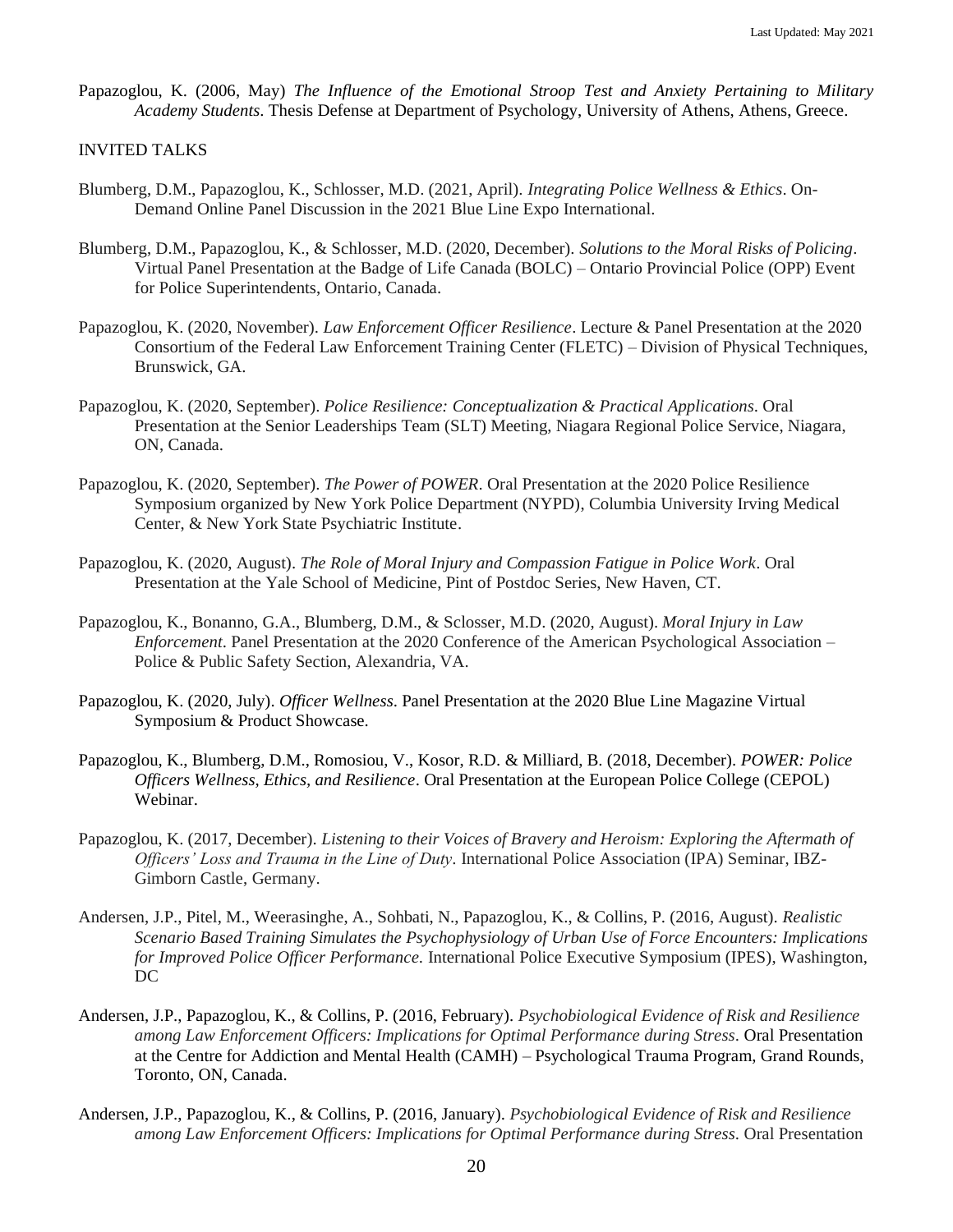Papazoglou, K. (2006, May) *The Influence of the Emotional Stroop Test and Anxiety Pertaining to Military Academy Students*. Thesis Defense at Department of Psychology, University of Athens, Athens, Greece.

## INVITED TALKS

Blumberg, D.M., Papazoglou, K., Schlosser, M.D. (2021, April). *Integrating Police Wellness & Ethics*. On-Demand Online Panel Discussion in the 2021 Blue Line Expo International.

Blumberg, D.M., Papazoglou, K., & Schlosser, M.D. (2020, December). *Solutions to the Moral Risks of Policing*. Virtual Panel Presentation at the Badge of Life Canada (BOLC) – Ontario Provincial Police (OPP) Event for Police Superintendents, Ontario, Canada.

Papazoglou, K. (2020, November). *Law Enforcement Officer Resilience*. Lecture & Panel Presentation at the 2020 Consortium of the Federal Law Enforcement Training Center (FLETC) – Division of Physical Techniques, Brunswick, GA.

Papazoglou, K. (2020, September). *Police Resilience: Conceptualization & Practical Applications*. Oral Presentation at the Senior Leaderships Team (SLT) Meeting, Niagara Regional Police Service, Niagara, ON, Canada.

Papazoglou, K. (2020, September). *The Power of POWER*. Oral Presentation at the 2020 Police Resilience Symposium organized by New York Police Department (NYPD), Columbia University Irving Medical Center, & New York State Psychiatric Institute.

Papazoglou, K. (2020, August). *The Role of Moral Injury and Compassion Fatigue in Police Work*. Oral Presentation at the Yale School of Medicine, Pint of Postdoc Series, New Haven, CT.

Papazoglou, K., Bonanno, G.A., Blumberg, D.M., & Sclosser, M.D. (2020, August). *Moral Injury in Law Enforcement*. Panel Presentation at the 2020 Conference of the American Psychological Association – Police & Public Safety Section, Alexandria, VA.

Papazoglou, K. (2020, July). *Officer Wellness*. Panel Presentation at the 2020 Blue Line Magazine Virtual Symposium & Product Showcase.

Papazoglou, K., Blumberg, D.M., Romosiou, V., Kosor, R.D. & Milliard, B. (2018, December). *POWER: Police Officers Wellness, Ethics, and Resilience*. Oral Presentation at the European Police College (CEPOL) Webinar.

Papazoglou, K. (2017, December). *Listening to their Voices of Bravery and Heroism: Exploring the Aftermath of Officers' Loss and Trauma in the Line of Duty*. International Police Association (IPA) Seminar, IBZ-Gimborn Castle, Germany.

Andersen, J.P., Pitel, M., Weerasinghe, A., Sohbati, N., Papazoglou, K., & Collins, P. (2016, August). *Realistic Scenario Based Training Simulates the Psychophysiology of Urban Use of Force Encounters: Implications for Improved Police Officer Performance.* International Police Executive Symposium (IPES), Washington, DC

Andersen, J.P., Papazoglou, K., & Collins, P. (2016, February). *Psychobiological Evidence of Risk and Resilience among Law Enforcement Officers: Implications for Optimal Performance during Stress*. Oral Presentation at the Centre for Addiction and Mental Health (CAMH) – Psychological Trauma Program, Grand Rounds, Toronto, ON, Canada.

Andersen, J.P., Papazoglou, K., & Collins, P. (2016, January). *Psychobiological Evidence of Risk and Resilience among Law Enforcement Officers: Implications for Optimal Performance during Stress*. Oral Presentation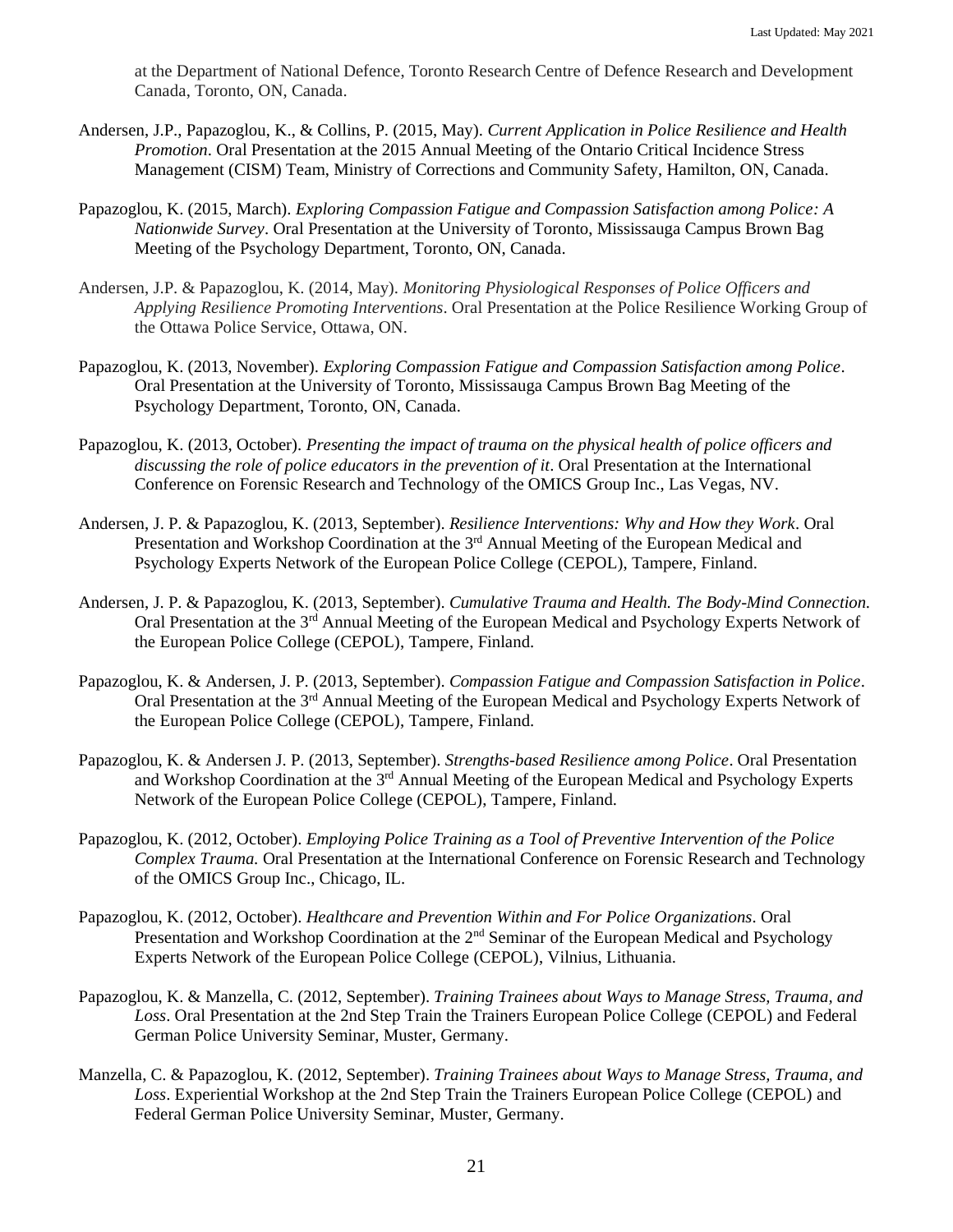at the Department of National Defence, Toronto Research Centre of Defence Research and Development Canada, Toronto, ON, Canada.

Andersen, J.P., Papazoglou, K., & Collins, P. (2015, May). *Current Application in Police Resilience and Health Promotion*. Oral Presentation at the 2015 Annual Meeting of the Ontario Critical Incidence Stress Management (CISM) Team, Ministry of Corrections and Community Safety, Hamilton, ON, Canada.

Papazoglou, K. (2015, March). *Exploring Compassion Fatigue and Compassion Satisfaction among Police: A Nationwide Survey*. Oral Presentation at the University of Toronto, Mississauga Campus Brown Bag Meeting of the Psychology Department, Toronto, ON, Canada.

Andersen, J.P. & Papazoglou, K. (2014, May). *Monitoring Physiological Responses of Police Officers and Applying Resilience Promoting Interventions*. Oral Presentation at the Police Resilience Working Group of the Ottawa Police Service, Ottawa, ON.

Papazoglou, K. (2013, November). *Exploring Compassion Fatigue and Compassion Satisfaction among Police*. Oral Presentation at the University of Toronto, Mississauga Campus Brown Bag Meeting of the Psychology Department, Toronto, ON, Canada.

Papazoglou, K. (2013, October). *Presenting the impact of trauma on the physical health of police officers and discussing the role of police educators in the prevention of it*. Oral Presentation at the International Conference on Forensic Research and Technology of the OMICS Group Inc., Las Vegas, NV.

Andersen, J. P. & Papazoglou, K. (2013, September). *Resilience Interventions: Why and How they Work*. Oral Presentation and Workshop Coordination at the 3rd Annual Meeting of the European Medical and Psychology Experts Network of the European Police College (CEPOL), Tampere, Finland.

Andersen, J. P. & Papazoglou, K. (2013, September). *Cumulative Trauma and Health. The Body-Mind Connection.* Oral Presentation at the 3rd Annual Meeting of the European Medical and Psychology Experts Network of the European Police College (CEPOL), Tampere, Finland.

Papazoglou, K. & Andersen, J. P. (2013, September). *Compassion Fatigue and Compassion Satisfaction in Police*. Oral Presentation at the 3rd Annual Meeting of the European Medical and Psychology Experts Network of the European Police College (CEPOL), Tampere, Finland.

Papazoglou, K. & Andersen J. P. (2013, September). *Strengths-based Resilience among Police*. Oral Presentation and Workshop Coordination at the 3rd Annual Meeting of the European Medical and Psychology Experts Network of the European Police College (CEPOL), Tampere, Finland.

Papazoglou, K. (2012, October). *Employing Police Training as a Tool of Preventive Intervention of the Police Complex Trauma.* Oral Presentation at the International Conference on Forensic Research and Technology of the OMICS Group Inc., Chicago, IL.

Papazoglou, K. (2012, October). *Healthcare and Prevention Within and For Police Organizations*. Oral Presentation and Workshop Coordination at the 2nd Seminar of the European Medical and Psychology Experts Network of the European Police College (CEPOL), Vilnius, Lithuania.

Papazoglou, K. & Manzella, C. (2012, September). *Training Trainees about Ways to Manage Stress, Trauma, and Loss*. Oral Presentation at the 2nd Step Train the Trainers European Police College (CEPOL) and Federal German Police University Seminar, Muster, Germany.

Manzella, C. & Papazoglou, K. (2012, September). *Training Trainees about Ways to Manage Stress, Trauma, and Loss*. Experiential Workshop at the 2nd Step Train the Trainers European Police College (CEPOL) and Federal German Police University Seminar, Muster, Germany.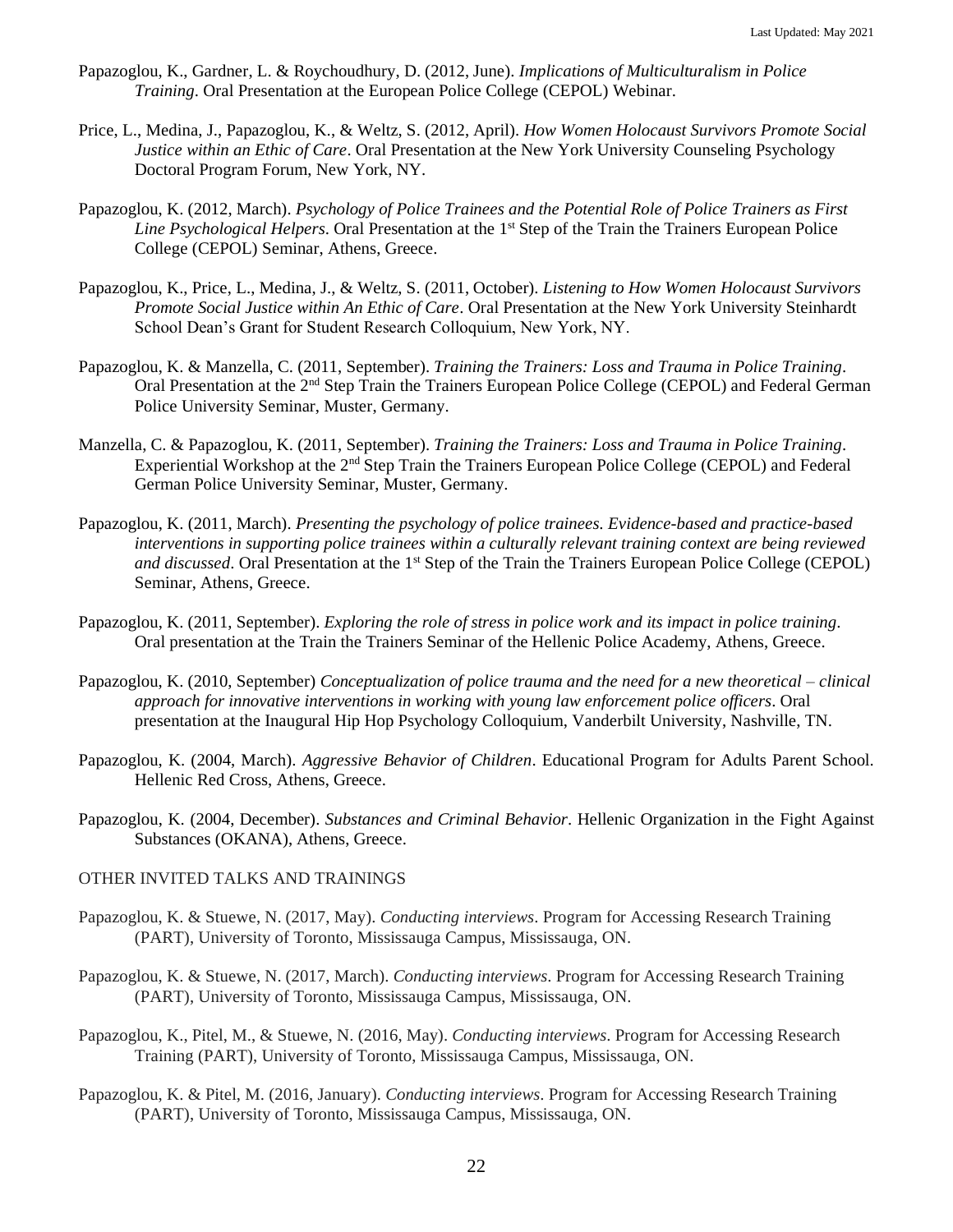Papazoglou, K., Gardner, L. & Roychoudhury, D. (2012, June). *Implications of Multiculturalism in Police Training*. Oral Presentation at the European Police College (CEPOL) Webinar.

Price, L., Medina, J., Papazoglou, K., & Weltz, S. (2012, April). *How Women Holocaust Survivors Promote Social Justice within an Ethic of Care*. Oral Presentation at the New York University Counseling Psychology Doctoral Program Forum, New York, NY.

Papazoglou, K. (2012, March). *Psychology of Police Trainees and the Potential Role of Police Trainers as First Line Psychological Helpers*. Oral Presentation at the 1st Step of the Train the Trainers European Police College (CEPOL) Seminar, Athens, Greece.

Papazoglou, K., Price, L., Medina, J., & Weltz, S. (2011, October). *Listening to How Women Holocaust Survivors Promote Social Justice within An Ethic of Care*. Oral Presentation at the New York University Steinhardt School Dean's Grant for Student Research Colloquium, New York, NY.

Papazoglou, K. & Manzella, C. (2011, September). *Training the Trainers: Loss and Trauma in Police Training*. Oral Presentation at the 2nd Step Train the Trainers European Police College (CEPOL) and Federal German Police University Seminar, Muster, Germany.

Manzella, C. & Papazoglou, K. (2011, September). *Training the Trainers: Loss and Trauma in Police Training*. Experiential Workshop at the 2nd Step Train the Trainers European Police College (CEPOL) and Federal German Police University Seminar, Muster, Germany.

Papazoglou, K. (2011, March). *Presenting the psychology of police trainees. Evidence-based and practice-based interventions in supporting police trainees within a culturally relevant training context are being reviewed and discussed*. Oral Presentation at the 1st Step of the Train the Trainers European Police College (CEPOL) Seminar, Athens, Greece.

Papazoglou, K. (2011, September). *Exploring the role of stress in police work and its impact in police training*. Oral presentation at the Train the Trainers Seminar of the Hellenic Police Academy, Athens, Greece.

Papazoglou, K. (2010, September) *Conceptualization of police trauma and the need for a new theoretical – clinical approach for innovative interventions in working with young law enforcement police officers*. Oral presentation at the Inaugural Hip Hop Psychology Colloquium, Vanderbilt University, Nashville, TN.

Papazoglou, K. (2004, March). *Aggressive Behavior of Children*. Educational Program for Adults Parent School. Hellenic Red Cross, Athens, Greece.

Papazoglou, K. (2004, December). *Substances and Criminal Behavior*. Hellenic Organization in the Fight Against Substances (OKANA), Athens, Greece.

OTHER INVITED TALKS AND TRAININGS

Papazoglou, K. & Stuewe, N. (2017, May). *Conducting interviews*. Program for Accessing Research Training (PART), University of Toronto, Mississauga Campus, Mississauga, ON.

Papazoglou, K. & Stuewe, N. (2017, March). *Conducting interviews*. Program for Accessing Research Training (PART), University of Toronto, Mississauga Campus, Mississauga, ON.

Papazoglou, K., Pitel, M., & Stuewe, N. (2016, May). *Conducting interviews*. Program for Accessing Research Training (PART), University of Toronto, Mississauga Campus, Mississauga, ON.

Papazoglou, K. & Pitel, M. (2016, January). *Conducting interviews*. Program for Accessing Research Training (PART), University of Toronto, Mississauga Campus, Mississauga, ON.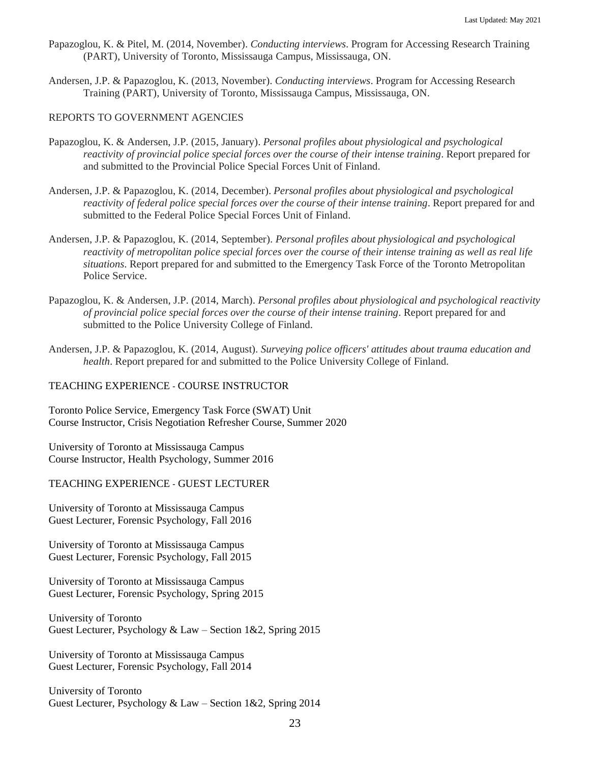Papazoglou, K. & Pitel, M. (2014, November). *Conducting interviews*. Program for Accessing Research Training (PART), University of Toronto, Mississauga Campus, Mississauga, ON.

Andersen, J.P. & Papazoglou, K. (2013, November). *Conducting interviews*. Program for Accessing Research Training (PART), University of Toronto, Mississauga Campus, Mississauga, ON.

## REPORTS TO GOVERNMENT AGENCIES

Papazoglou, K. & Andersen, J.P. (2015, January). *Personal profiles about physiological and psychological reactivity of provincial police special forces over the course of their intense training*. Report prepared for and submitted to the Provincial Police Special Forces Unit of Finland.

Andersen, J.P. & Papazoglou, K. (2014, December). *Personal profiles about physiological and psychological reactivity of federal police special forces over the course of their intense training*. Report prepared for and submitted to the Federal Police Special Forces Unit of Finland.

Andersen, J.P. & Papazoglou, K. (2014, September). *Personal profiles about physiological and psychological reactivity of metropolitan police special forces over the course of their intense training as well as real life situations*. Report prepared for and submitted to the Emergency Task Force of the Toronto Metropolitan Police Service.

Papazoglou, K. & Andersen, J.P. (2014, March). *Personal profiles about physiological and psychological reactivity of provincial police special forces over the course of their intense training*. Report prepared for and submitted to the Police University College of Finland.

Andersen, J.P. & Papazoglou, K. (2014, August). *Surveying police officers' attitudes about trauma education and health*. Report prepared for and submitted to the Police University College of Finland.

## TEACHING EXPERIENCE - COURSE INSTRUCTOR

Toronto Police Service, Emergency Task Force (SWAT) Unit
Course Instructor, Crisis Negotiation Refresher Course, Summer 2020

University of Toronto at Mississauga Campus
Course Instructor, Health Psychology, Summer 2016

## TEACHING EXPERIENCE - GUEST LECTURER

University of Toronto at Mississauga Campus
Guest Lecturer, Forensic Psychology, Fall 2016

University of Toronto at Mississauga Campus
Guest Lecturer, Forensic Psychology, Fall 2015

University of Toronto at Mississauga Campus
Guest Lecturer, Forensic Psychology, Spring 2015

University of Toronto
Guest Lecturer, Psychology & Law – Section 1&2, Spring 2015

University of Toronto at Mississauga Campus
Guest Lecturer, Forensic Psychology, Fall 2014

University of Toronto
Guest Lecturer, Psychology & Law – Section 1&2, Spring 2014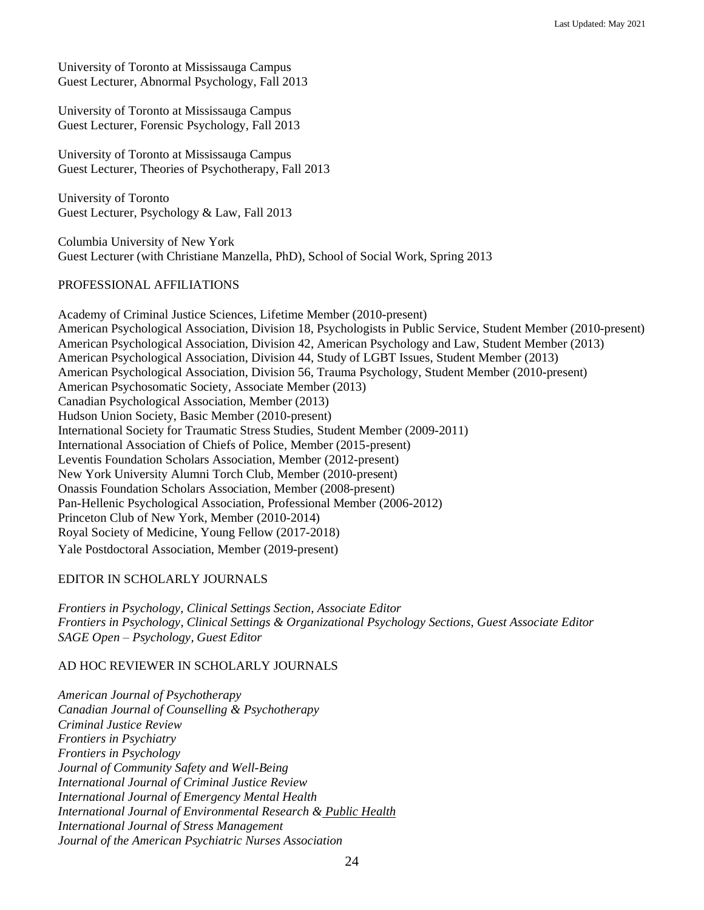University of Toronto at Mississauga Campus
Guest Lecturer, Abnormal Psychology, Fall 2013

University of Toronto at Mississauga Campus
Guest Lecturer, Forensic Psychology, Fall 2013

University of Toronto at Mississauga Campus
Guest Lecturer, Theories of Psychotherapy, Fall 2013

University of Toronto
Guest Lecturer, Psychology & Law, Fall 2013

Columbia University of New York
Guest Lecturer (with Christiane Manzella, PhD), School of Social Work, Spring 2013

## PROFESSIONAL AFFILIATIONS

Academy of Criminal Justice Sciences, Lifetime Member (2010-present)
American Psychological Association, Division 18, Psychologists in Public Service, Student Member (2010-present)
American Psychological Association, Division 42, American Psychology and Law, Student Member (2013)
American Psychological Association, Division 44, Study of LGBT Issues, Student Member (2013)
American Psychological Association, Division 56, Trauma Psychology, Student Member (2010-present)
American Psychosomatic Society, Associate Member (2013)
Canadian Psychological Association, Member (2013)
Hudson Union Society, Basic Member (2010-present)
International Society for Traumatic Stress Studies, Student Member (2009-2011)
International Association of Chiefs of Police, Member (2015-present)
Leventis Foundation Scholars Association, Member (2012-present)
New York University Alumni Torch Club, Member (2010-present)
Onassis Foundation Scholars Association, Member (2008-present)
Pan-Hellenic Psychological Association, Professional Member (2006-2012)
Princeton Club of New York, Member (2010-2014)
Royal Society of Medicine, Young Fellow (2017-2018)
Yale Postdoctoral Association, Member (2019-present)

## EDITOR IN SCHOLARLY JOURNALS

*Frontiers in Psychology, Clinical Settings Section, Associate Editor*
*Frontiers in Psychology, Clinical Settings & Organizational Psychology Sections, Guest Associate Editor*
*SAGE Open – Psychology, Guest Editor*

## AD HOC REVIEWER IN SCHOLARLY JOURNALS

*American Journal of Psychotherapy*
*Canadian Journal of Counselling & Psychotherapy*
*Criminal Justice Review*
*Frontiers in Psychiatry*
*Frontiers in Psychology*
*Journal of Community Safety and Well-Being*
*International Journal of Criminal Justice Review*
*International Journal of Emergency Mental Health*
*International Journal of Environmental Research & Public Health*
*International Journal of Stress Management*
*Journal of the American Psychiatric Nurses Association*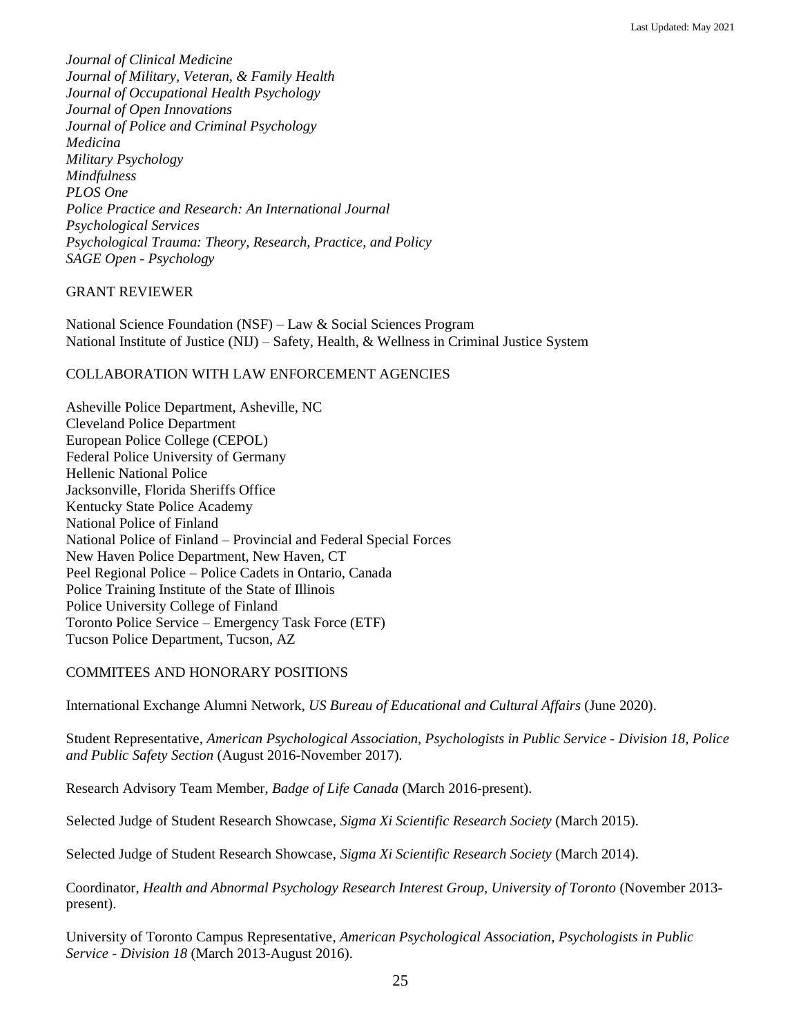*Journal of Clinical Medicine*
*Journal of Military, Veteran, & Family Health*
*Journal of Occupational Health Psychology*
*Journal of Open Innovations*
*Journal of Police and Criminal Psychology*
*Medicina*
*Military Psychology*
*Mindfulness*
*PLOS One*
*Police Practice and Research: An International Journal*
*Psychological Services*
*Psychological Trauma: Theory, Research, Practice, and Policy*
*SAGE Open - Psychology*

## GRANT REVIEWER

National Science Foundation (NSF) – Law & Social Sciences Program
National Institute of Justice (NIJ) – Safety, Health, & Wellness in Criminal Justice System

## COLLABORATION WITH LAW ENFORCEMENT AGENCIES

Asheville Police Department, Asheville, NC
Cleveland Police Department
European Police College (CEPOL)
Federal Police University of Germany
Hellenic National Police
Jacksonville, Florida Sheriffs Office
Kentucky State Police Academy
National Police of Finland
National Police of Finland – Provincial and Federal Special Forces
New Haven Police Department, New Haven, CT
Peel Regional Police – Police Cadets in Ontario, Canada
Police Training Institute of the State of Illinois
Police University College of Finland
Toronto Police Service – Emergency Task Force (ETF)
Tucson Police Department, Tucson, AZ

## COMMITEES AND HONORARY POSITIONS

International Exchange Alumni Network, *US Bureau of Educational and Cultural Affairs* (June 2020).

Student Representative, *American Psychological Association, Psychologists in Public Service - Division 18, Police and Public Safety Section* (August 2016-November 2017).

Research Advisory Team Member, *Badge of Life Canada* (March 2016-present).

Selected Judge of Student Research Showcase, *Sigma Xi Scientific Research Society* (March 2015).

Selected Judge of Student Research Showcase, *Sigma Xi Scientific Research Society* (March 2014).

Coordinator, *Health and Abnormal Psychology Research Interest Group, University of Toronto* (November 2013-present).

University of Toronto Campus Representative, *American Psychological Association, Psychologists in Public Service - Division 18* (March 2013-August 2016).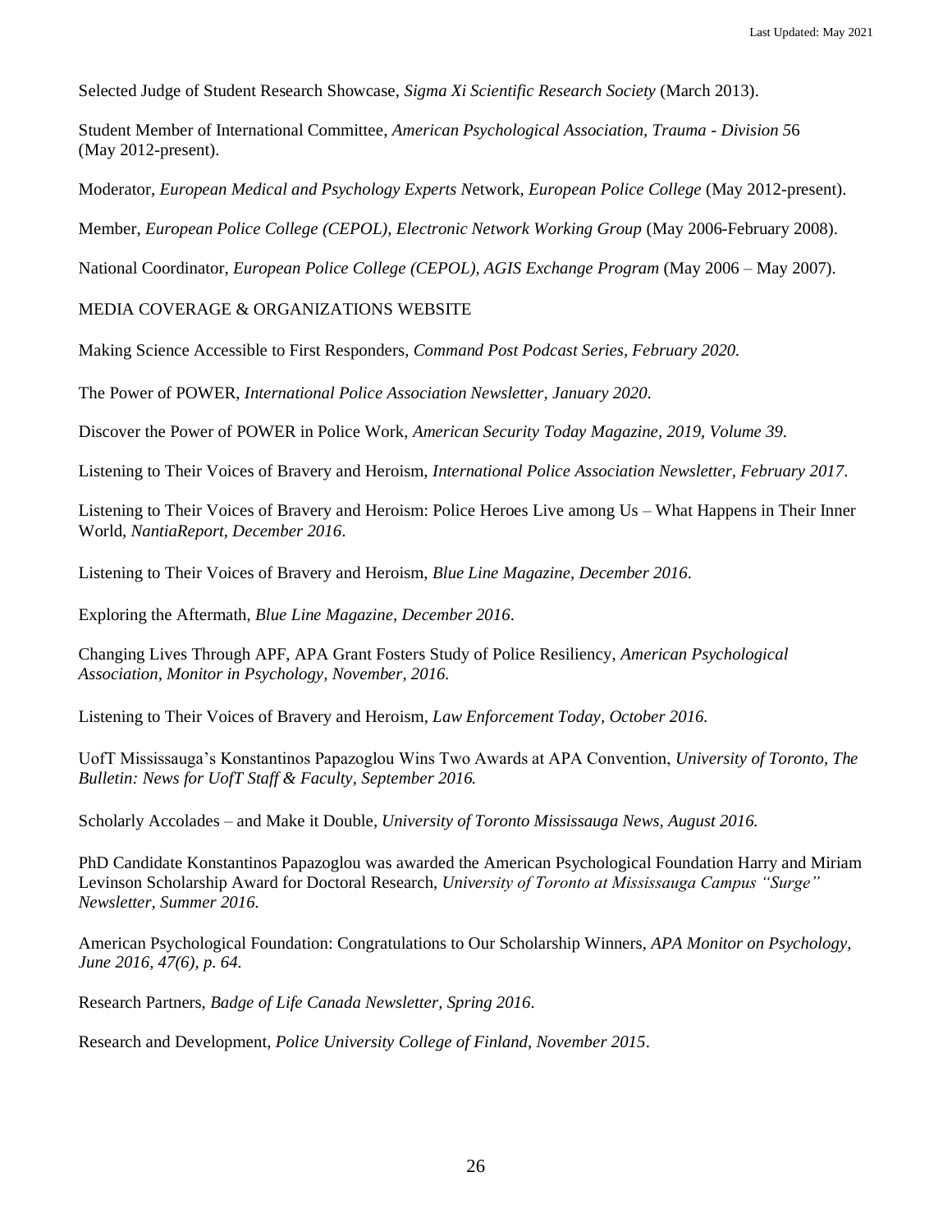Selected Judge of Student Research Showcase, *Sigma Xi Scientific Research Society* (March 2013).

Student Member of International Committee, *American Psychological Association, Trauma - Division 5*6 (May 2012-present).

Moderator, *European Medical and Psychology Experts N*etwork, *European Police College* (May 2012-present).

Member, *European Police College (CEPOL), Electronic Network Working Group* (May 2006-February 2008).

National Coordinator, *European Police College (CEPOL), AGIS Exchange Program* (May 2006 – May 2007).

## MEDIA COVERAGE & ORGANIZATIONS WEBSITE

Making Science Accessible to First Responders, *Command Post Podcast Series, February 2020.*

The Power of POWER, *International Police Association Newsletter, January 2020.*

Discover the Power of POWER in Police Work, *American Security Today Magazine, 2019, Volume 39.*

Listening to Their Voices of Bravery and Heroism, *International Police Association Newsletter, February 2017*.

Listening to Their Voices of Bravery and Heroism: Police Heroes Live among Us – What Happens in Their Inner World, *NantiaReport, December 2016*.

Listening to Their Voices of Bravery and Heroism, *Blue Line Magazine, December 2016*.

Exploring the Aftermath, *Blue Line Magazine, December 2016*.

Changing Lives Through APF, APA Grant Fosters Study of Police Resiliency, *American Psychological Association, Monitor in Psychology, November, 2016.*

Listening to Their Voices of Bravery and Heroism, *Law Enforcement Today, October 2016.*

UofT Mississauga's Konstantinos Papazoglou Wins Two Awards at APA Convention, *University of Toronto, The Bulletin: News for UofT Staff & Faculty, September 2016.*

Scholarly Accolades – and Make it Double, *University of Toronto Mississauga News, August 2016.*

PhD Candidate Konstantinos Papazoglou was awarded the American Psychological Foundation Harry and Miriam Levinson Scholarship Award for Doctoral Research, *University of Toronto at Mississauga Campus "Surge" Newsletter, Summer 2016.*

American Psychological Foundation: Congratulations to Our Scholarship Winners, *APA Monitor on Psychology, June 2016, 47(6), p. 64.*

Research Partners, *Badge of Life Canada Newsletter, Spring 2016*.

Research and Development, *Police University College of Finland, November 2015*.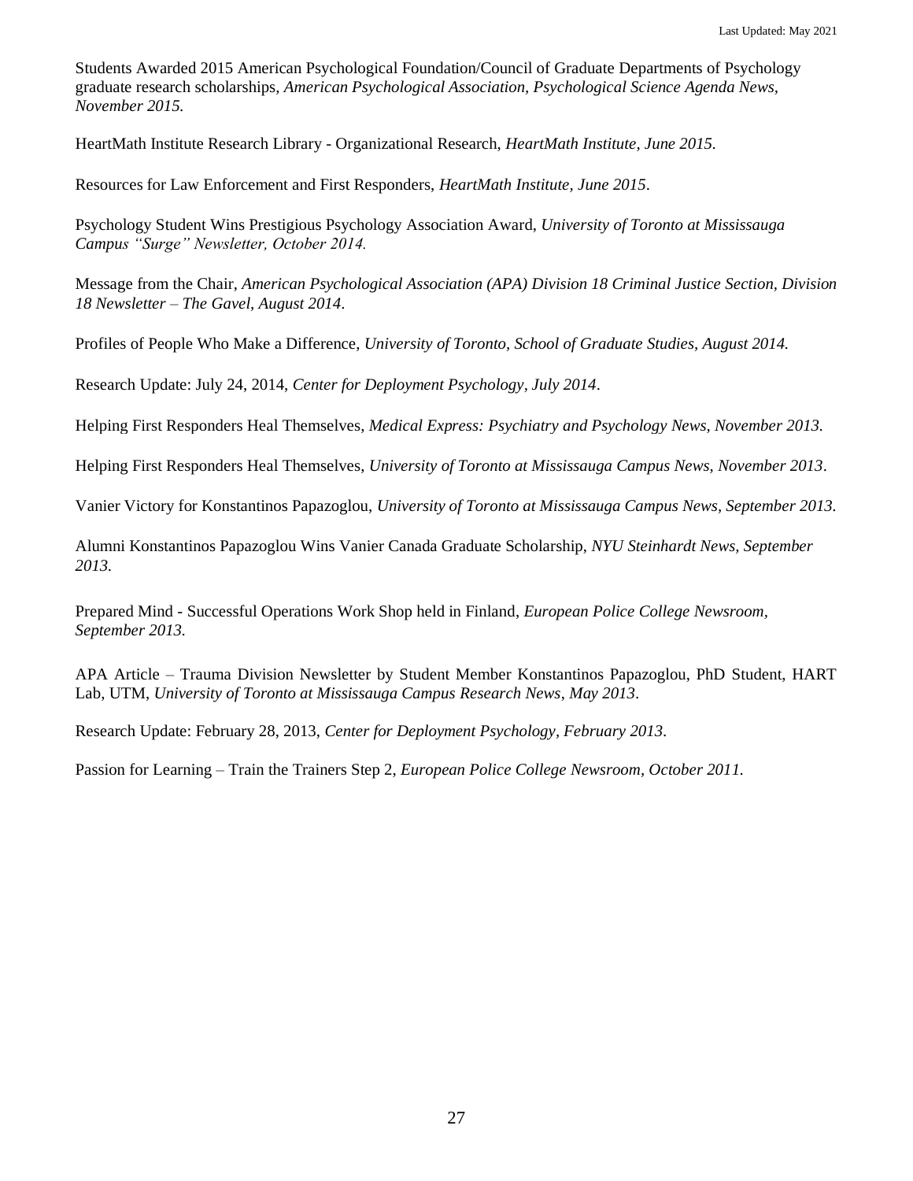Students Awarded 2015 American Psychological Foundation/Council of Graduate Departments of Psychology graduate research scholarships, *American Psychological Association, Psychological Science Agenda News, November 2015.*

HeartMath Institute Research Library - Organizational Research, *HeartMath Institute, June 2015.*

Resources for Law Enforcement and First Responders, *HeartMath Institute, June 2015*.

Psychology Student Wins Prestigious Psychology Association Award, *University of Toronto at Mississauga Campus "Surge" Newsletter, October 2014.*

Message from the Chair, *American Psychological Association (APA) Division 18 Criminal Justice Section, Division 18 Newsletter – The Gavel, August 2014*.

Profiles of People Who Make a Difference, *University of Toronto, School of Graduate Studies, August 2014.*

Research Update: July 24, 2014, *Center for Deployment Psychology, July 2014*.

Helping First Responders Heal Themselves, *Medical Express: Psychiatry and Psychology News, November 2013.*

Helping First Responders Heal Themselves, *University of Toronto at Mississauga Campus News, November 2013*.

Vanier Victory for Konstantinos Papazoglou, *University of Toronto at Mississauga Campus News, September 2013.*

Alumni Konstantinos Papazoglou Wins Vanier Canada Graduate Scholarship, *NYU Steinhardt News, September 2013.*

Prepared Mind - Successful Operations Work Shop held in Finland, *European Police College Newsroom, September 2013.*

APA Article – Trauma Division Newsletter by Student Member Konstantinos Papazoglou, PhD Student, HART Lab, UTM, *University of Toronto at Mississauga Campus Research News, May 2013*.

Research Update: February 28, 2013, *Center for Deployment Psychology, February 2013*.

Passion for Learning – Train the Trainers Step 2, *European Police College Newsroom, October 2011.*